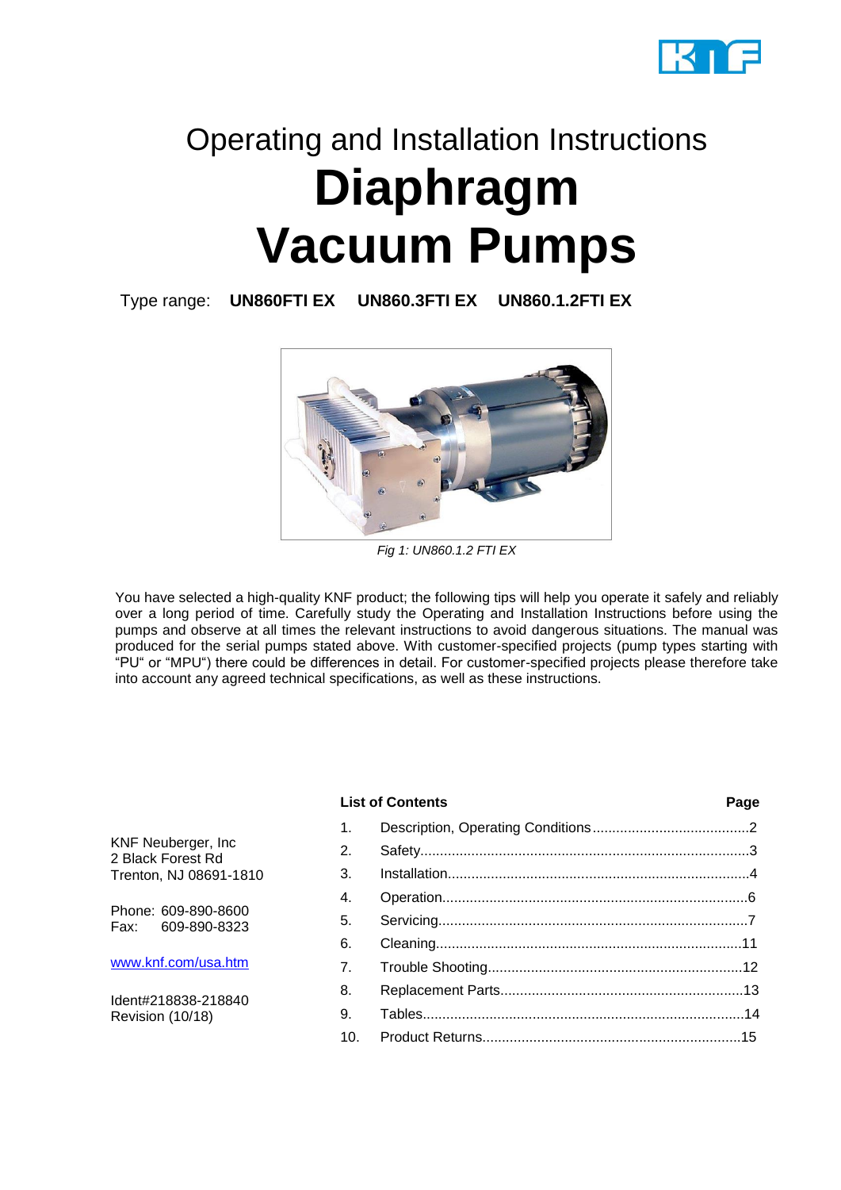Operating and Installation Instructions

# Diaphragm Vacuum Pumps

Type range: **UN860FTI EX** **UN860.3FTI EX** **UN860.1.2FTI EX**

*Fig 1: UN860.1.2 FTI EX*

You have selected a high-quality KNF product; the following tips will help you operate it safely and reliably over a long period of time. Carefully study the Operating and Installation Instructions before using the pumps and observe at all times the relevant instructions to avoid dangerous situations. The manual was produced for the serial pumps stated above. With customer-specified projects (pump types starting with "PU" or "MPU") there could be differences in detail. For customer-specified projects please therefore take into account any agreed technical specifications, as well as these instructions.

KNF Neuberger, Inc
2 Black Forest Rd
Trenton, NJ 08691-1810

Phone: 609-890-8600
Fax: 609-890-8323

www.knf.com/usa.htm

Ident#218838-218840
Revision (10/18)

**List of Contents** **Page**

| | | |
|---|---|---|
| 1. | Description, Operating Conditions | 2 |
| 2. | Safety | 3 |
| 3. | Installation | 4 |
| 4. | Operation | 6 |
| 5. | Servicing | 7 |
| 6. | Cleaning | 11 |
| 7. | Trouble Shooting | 12 |
| 8. | Replacement Parts | 13 |
| 9. | Tables | 14 |
| 10. | Product Returns | 15 |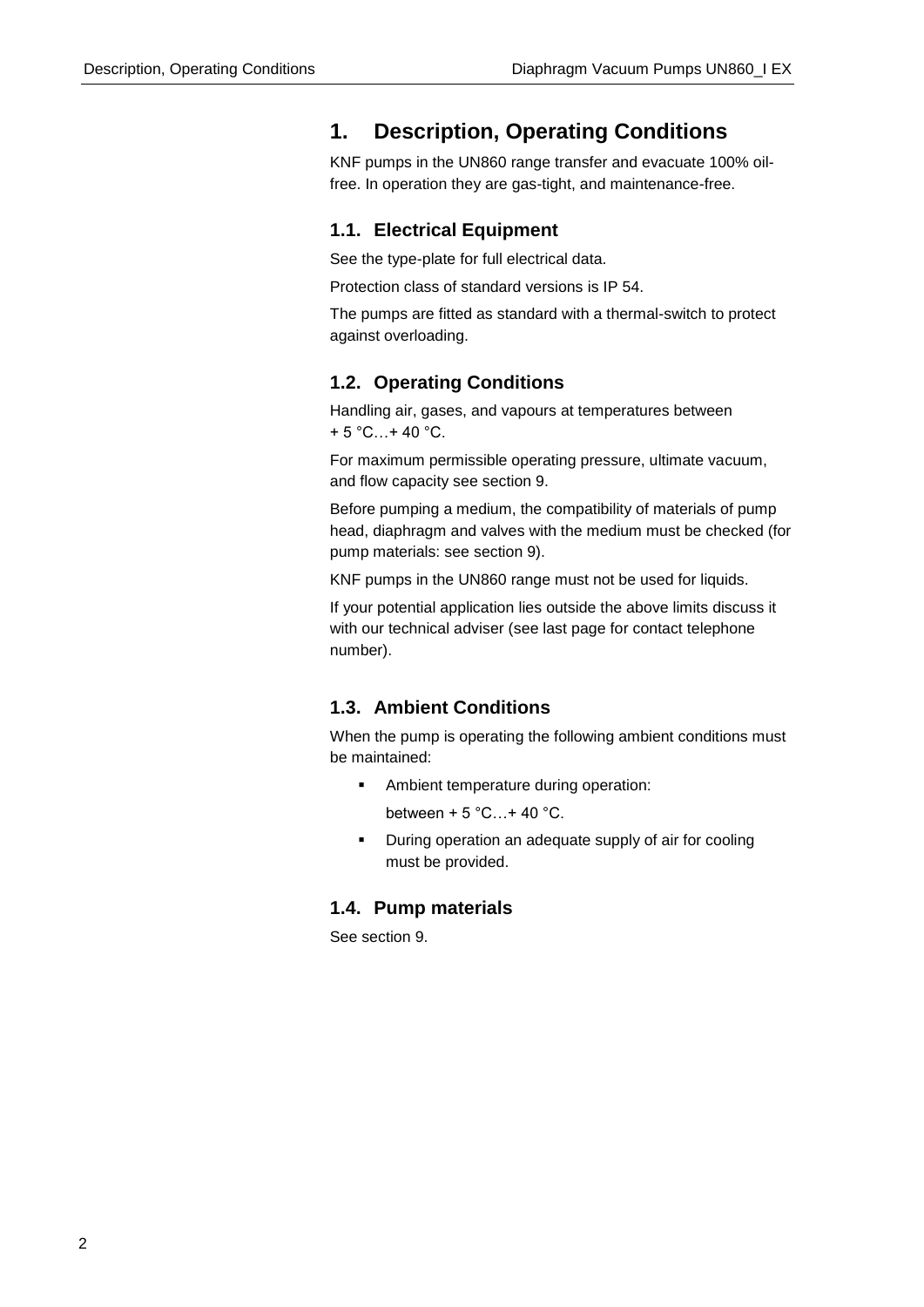# 1. Description, Operating Conditions

KNF pumps in the UN860 range transfer and evacuate 100% oil-free. In operation they are gas-tight, and maintenance-free.

## 1.1. Electrical Equipment

See the type-plate for full electrical data.

Protection class of standard versions is IP 54.

The pumps are fitted as standard with a thermal-switch to protect against overloading.

## 1.2. Operating Conditions

Handling air, gases, and vapours at temperatures between + 5 °C…+ 40 °C.

For maximum permissible operating pressure, ultimate vacuum, and flow capacity see section 9.

Before pumping a medium, the compatibility of materials of pump head, diaphragm and valves with the medium must be checked (for pump materials: see section 9).

KNF pumps in the UN860 range must not be used for liquids.

If your potential application lies outside the above limits discuss it with our technical adviser (see last page for contact telephone number).

## 1.3. Ambient Conditions

When the pump is operating the following ambient conditions must be maintained:

- Ambient temperature during operation:

  between + 5 °C…+ 40 °C.
- During operation an adequate supply of air for cooling must be provided.

## 1.4. Pump materials

See section 9.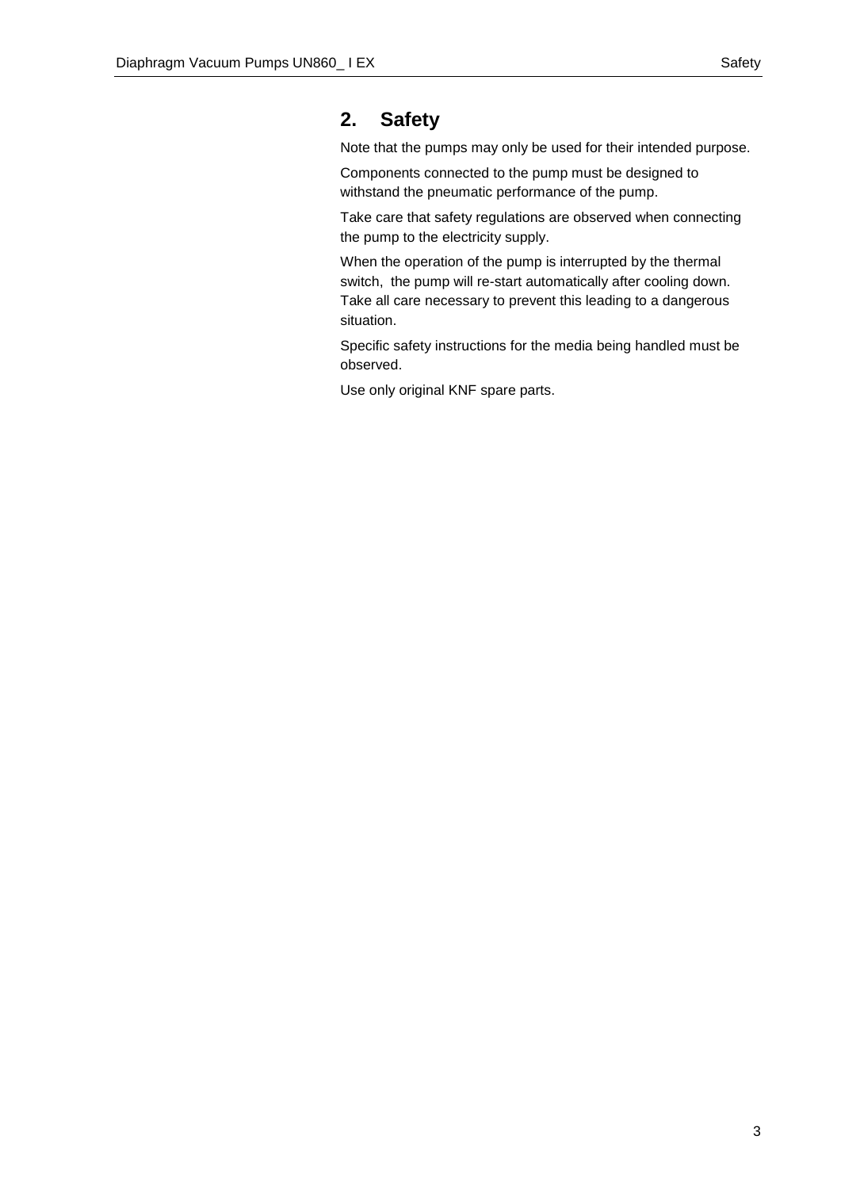## 2. Safety

Note that the pumps may only be used for their intended purpose.

Components connected to the pump must be designed to withstand the pneumatic performance of the pump.

Take care that safety regulations are observed when connecting the pump to the electricity supply.

When the operation of the pump is interrupted by the thermal switch, the pump will re-start automatically after cooling down. Take all care necessary to prevent this leading to a dangerous situation.

Specific safety instructions for the media being handled must be observed.

Use only original KNF spare parts.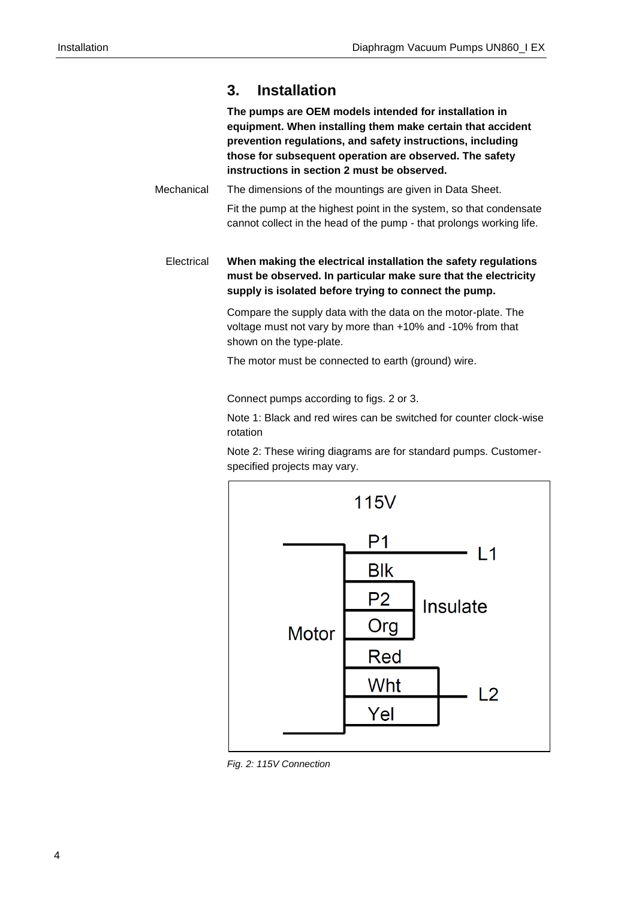## 3. Installation

**The pumps are OEM models intended for installation in equipment. When installing them make certain that accident prevention regulations, and safety instructions, including those for subsequent operation are observed. The safety instructions in section 2 must be observed.**

Mechanical

The dimensions of the mountings are given in Data Sheet.

Fit the pump at the highest point in the system, so that condensate cannot collect in the head of the pump - that prolongs working life.

Electrical

**When making the electrical installation the safety regulations must be observed. In particular make sure that the electricity supply is isolated before trying to connect the pump.**

Compare the supply data with the data on the motor-plate. The voltage must not vary by more than +10% and -10% from that shown on the type-plate.

The motor must be connected to earth (ground) wire.

Connect pumps according to figs. 2 or 3.

Note 1: Black and red wires can be switched for counter clock-wise rotation

Note 2: These wiring diagrams are for standard pumps. Customer-specified projects may vary.

115V

Motor: P1 → L1; Blk, P2 → Insulate; Org; Red, Wht, Yel → L2

*Fig. 2: 115V Connection*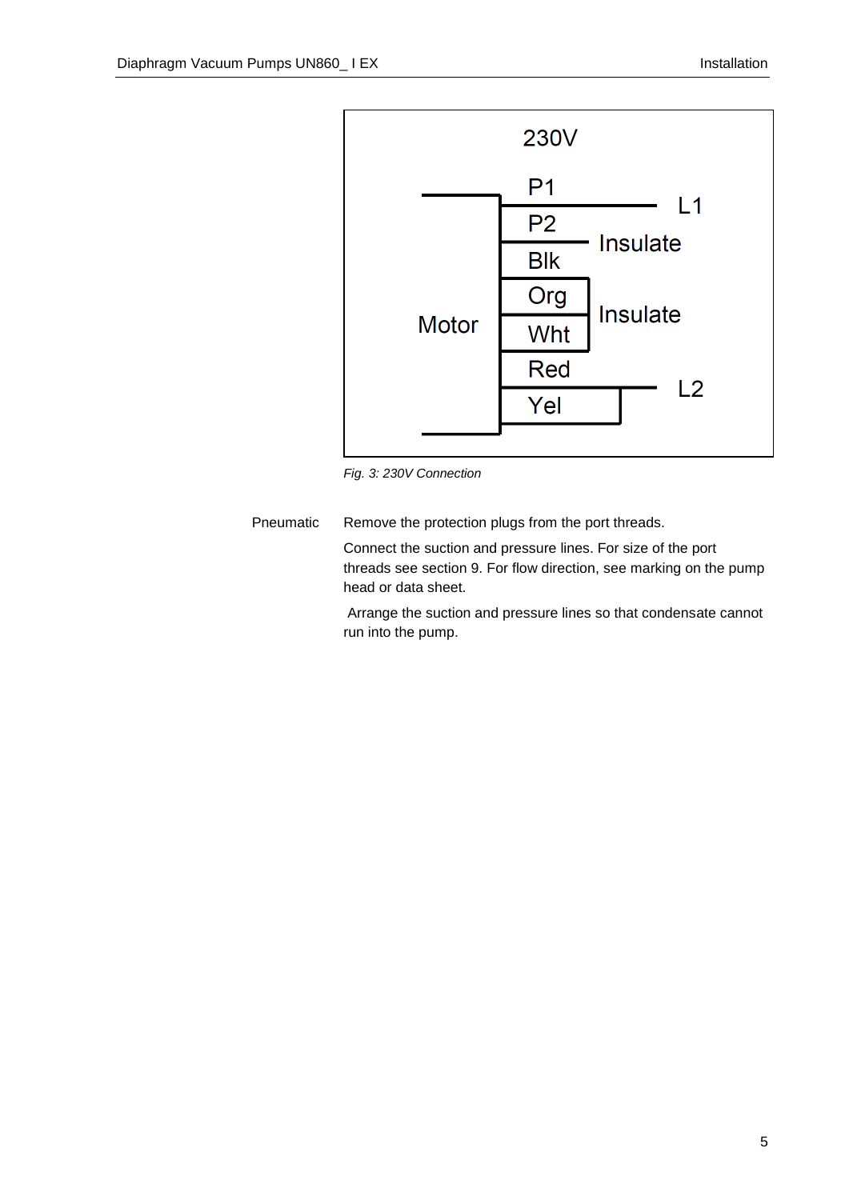230V

| Motor | Wire | Connection |
|---|---|---|
| | P1 | L1 |
| | P2 | Insulate |
| | Blk | Insulate |
| | Org | Insulate |
| | Wht | Insulate |
| | Red | L2 |
| | Yel | L2 |

*Fig. 3: 230V Connection*

Pneumatic

Remove the protection plugs from the port threads.

Connect the suction and pressure lines. For size of the port threads see section 9. For flow direction, see marking on the pump head or data sheet.

Arrange the suction and pressure lines so that condensate cannot run into the pump.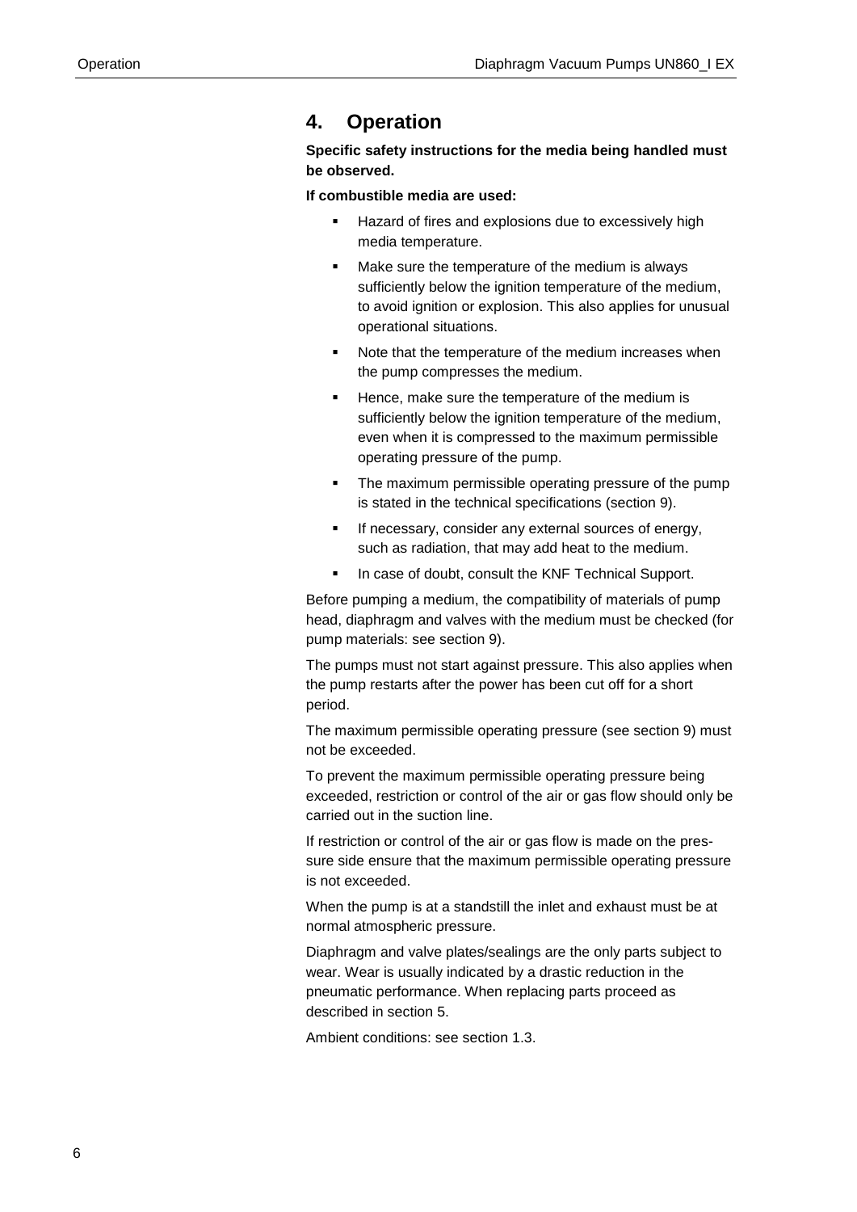# 4. Operation

**Specific safety instructions for the media being handled must be observed.**

**If combustible media are used:**

- Hazard of fires and explosions due to excessively high media temperature.
- Make sure the temperature of the medium is always sufficiently below the ignition temperature of the medium, to avoid ignition or explosion. This also applies for unusual operational situations.
- Note that the temperature of the medium increases when the pump compresses the medium.
- Hence, make sure the temperature of the medium is sufficiently below the ignition temperature of the medium, even when it is compressed to the maximum permissible operating pressure of the pump.
- The maximum permissible operating pressure of the pump is stated in the technical specifications (section 9).
- If necessary, consider any external sources of energy, such as radiation, that may add heat to the medium.
- In case of doubt, consult the KNF Technical Support.

Before pumping a medium, the compatibility of materials of pump head, diaphragm and valves with the medium must be checked (for pump materials: see section 9).

The pumps must not start against pressure. This also applies when the pump restarts after the power has been cut off for a short period.

The maximum permissible operating pressure (see section 9) must not be exceeded.

To prevent the maximum permissible operating pressure being exceeded, restriction or control of the air or gas flow should only be carried out in the suction line.

If restriction or control of the air or gas flow is made on the pressure side ensure that the maximum permissible operating pressure is not exceeded.

When the pump is at a standstill the inlet and exhaust must be at normal atmospheric pressure.

Diaphragm and valve plates/sealings are the only parts subject to wear. Wear is usually indicated by a drastic reduction in the pneumatic performance. When replacing parts proceed as described in section 5.

Ambient conditions: see section 1.3.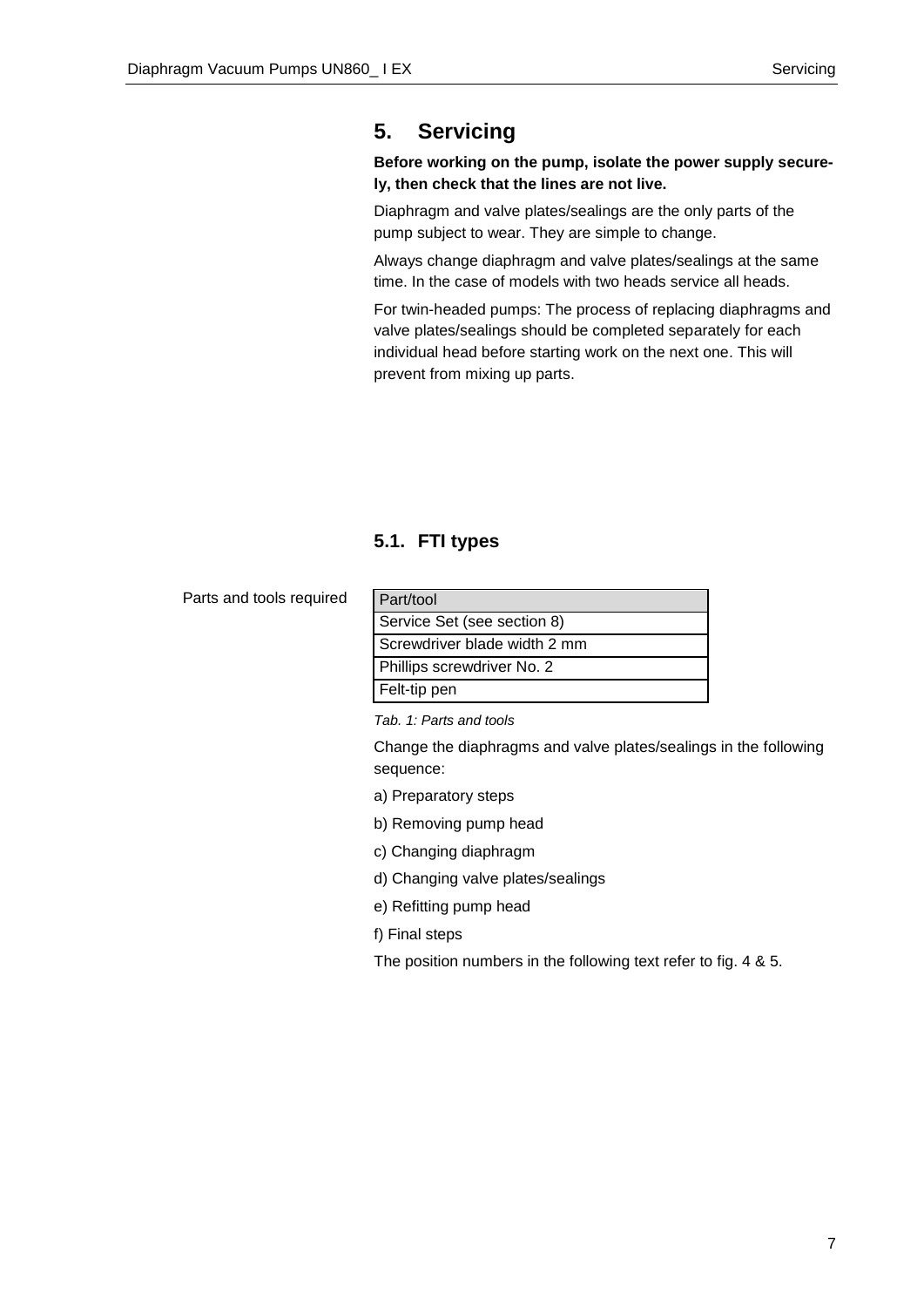# 5. Servicing

**Before working on the pump, isolate the power supply securely, then check that the lines are not live.**

Diaphragm and valve plates/sealings are the only parts of the pump subject to wear. They are simple to change.

Always change diaphragm and valve plates/sealings at the same time. In the case of models with two heads service all heads.

For twin-headed pumps: The process of replacing diaphragms and valve plates/sealings should be completed separately for each individual head before starting work on the next one. This will prevent from mixing up parts.

## 5.1. FTI types

Parts and tools required

| Part/tool |
| --- |
| Service Set (see section 8) |
| Screwdriver blade width 2 mm |
| Phillips screwdriver No. 2 |
| Felt-tip pen |

*Tab. 1: Parts and tools*

Change the diaphragms and valve plates/sealings in the following sequence:

a) Preparatory steps

b) Removing pump head

c) Changing diaphragm

d) Changing valve plates/sealings

e) Refitting pump head

f) Final steps

The position numbers in the following text refer to fig. 4 & 5.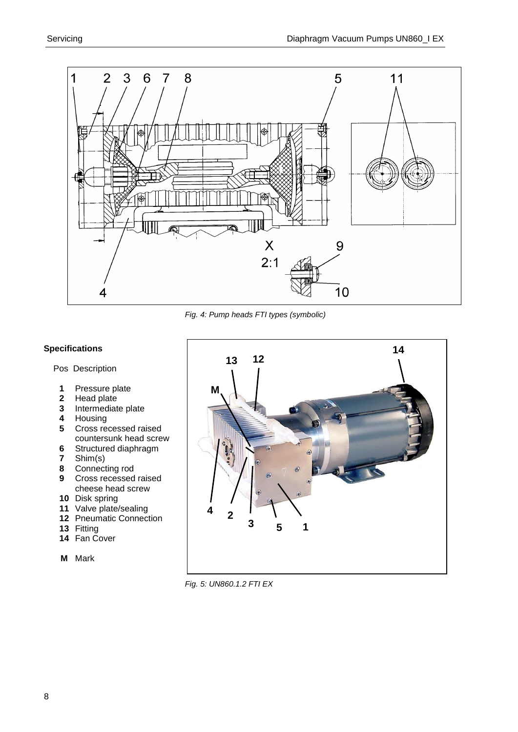*Fig. 4: Pump heads FTI types (symbolic)*

**Specifications**

Pos Description

- **1** Pressure plate
- **2** Head plate
- **3** Intermediate plate
- **4** Housing
- **5** Cross recessed raised countersunk head screw
- **6** Structured diaphragm
- **7** Shim(s)
- **8** Connecting rod
- **9** Cross recessed raised cheese head screw
- **10** Disk spring
- **11** Valve plate/sealing
- **12** Pneumatic Connection
- **13** Fitting
- **14** Fan Cover
- **M** Mark

*Fig. 5: UN860.1.2 FTI EX*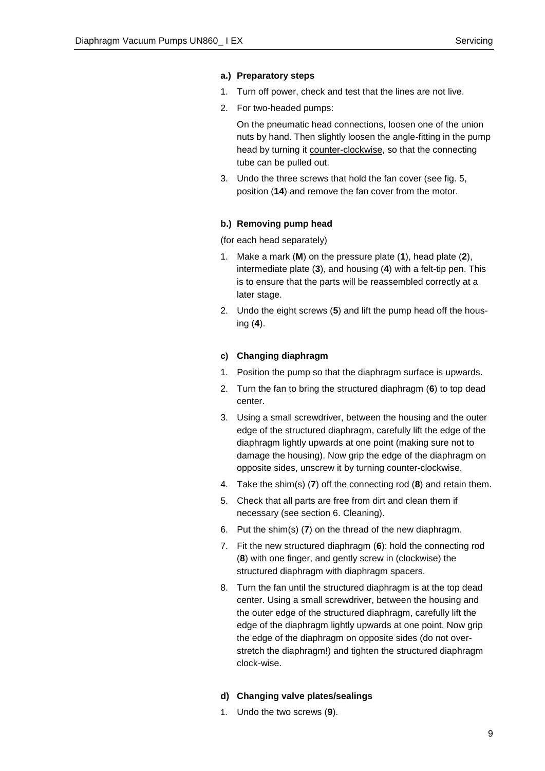#### a.) Preparatory steps

1. Turn off power, check and test that the lines are not live.
2. For two-headed pumps:

   On the pneumatic head connections, loosen one of the union nuts by hand. Then slightly loosen the angle-fitting in the pump head by turning it counter-clockwise, so that the connecting tube can be pulled out.
3. Undo the three screws that hold the fan cover (see fig. 5, position (**14**) and remove the fan cover from the motor.

#### b.) Removing pump head

(for each head separately)

1. Make a mark (**M**) on the pressure plate (**1**), head plate (**2**), intermediate plate (**3**), and housing (**4**) with a felt-tip pen. This is to ensure that the parts will be reassembled correctly at a later stage.
2. Undo the eight screws (**5**) and lift the pump head off the housing (**4**).

#### c) Changing diaphragm

1. Position the pump so that the diaphragm surface is upwards.
2. Turn the fan to bring the structured diaphragm (**6**) to top dead center.
3. Using a small screwdriver, between the housing and the outer edge of the structured diaphragm, carefully lift the edge of the diaphragm lightly upwards at one point (making sure not to damage the housing). Now grip the edge of the diaphragm on opposite sides, unscrew it by turning counter-clockwise.
4. Take the shim(s) (**7**) off the connecting rod (**8**) and retain them.
5. Check that all parts are free from dirt and clean them if necessary (see section 6. Cleaning).
6. Put the shim(s) (**7**) on the thread of the new diaphragm.
7. Fit the new structured diaphragm (**6**): hold the connecting rod (**8**) with one finger, and gently screw in (clockwise) the structured diaphragm with diaphragm spacers.
8. Turn the fan until the structured diaphragm is at the top dead center. Using a small screwdriver, between the housing and the outer edge of the structured diaphragm, carefully lift the edge of the diaphragm lightly upwards at one point. Now grip the edge of the diaphragm on opposite sides (do not over-stretch the diaphragm!) and tighten the structured diaphragm clock-wise.

#### d) Changing valve plates/sealings

1. Undo the two screws (**9**).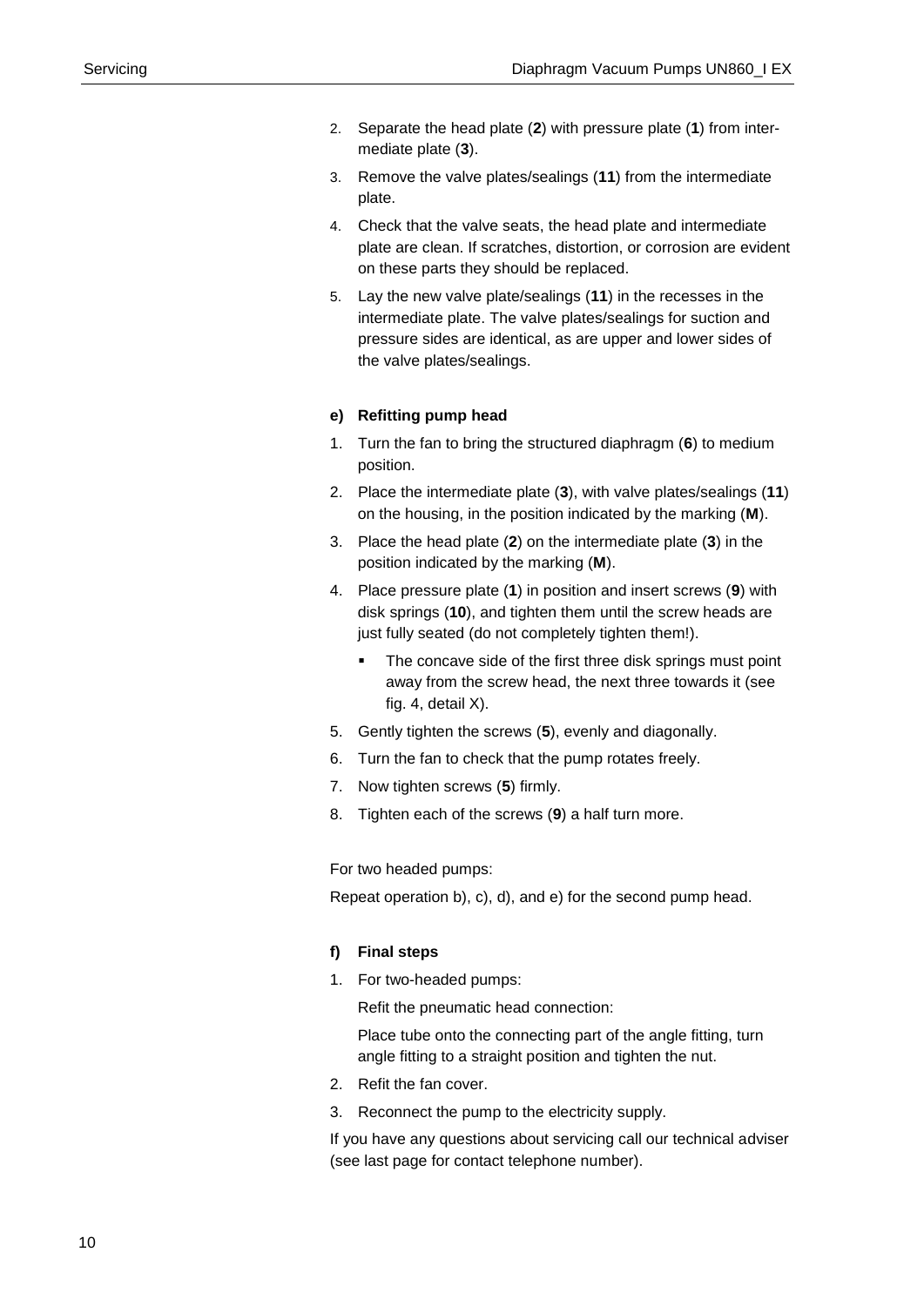2. Separate the head plate (**2**) with pressure plate (**1**) from intermediate plate (**3**).
3. Remove the valve plates/sealings (**11**) from the intermediate plate.
4. Check that the valve seats, the head plate and intermediate plate are clean. If scratches, distortion, or corrosion are evident on these parts they should be replaced.
5. Lay the new valve plate/sealings (**11**) in the recesses in the intermediate plate. The valve plates/sealings for suction and pressure sides are identical, as are upper and lower sides of the valve plates/sealings.

#### e) Refitting pump head

1. Turn the fan to bring the structured diaphragm (**6**) to medium position.
2. Place the intermediate plate (**3**), with valve plates/sealings (**11**) on the housing, in the position indicated by the marking (**M**).
3. Place the head plate (**2**) on the intermediate plate (**3**) in the position indicated by the marking (**M**).
4. Place pressure plate (**1**) in position and insert screws (**9**) with disk springs (**10**), and tighten them until the screw heads are just fully seated (do not completely tighten them!).
   - The concave side of the first three disk springs must point away from the screw head, the next three towards it (see fig. 4, detail X).
5. Gently tighten the screws (**5**), evenly and diagonally.
6. Turn the fan to check that the pump rotates freely.
7. Now tighten screws (**5**) firmly.
8. Tighten each of the screws (**9**) a half turn more.

For two headed pumps:

Repeat operation b), c), d), and e) for the second pump head.

#### f) Final steps

1. For two-headed pumps:

   Refit the pneumatic head connection:

   Place tube onto the connecting part of the angle fitting, turn angle fitting to a straight position and tighten the nut.
2. Refit the fan cover.
3. Reconnect the pump to the electricity supply.

If you have any questions about servicing call our technical adviser (see last page for contact telephone number).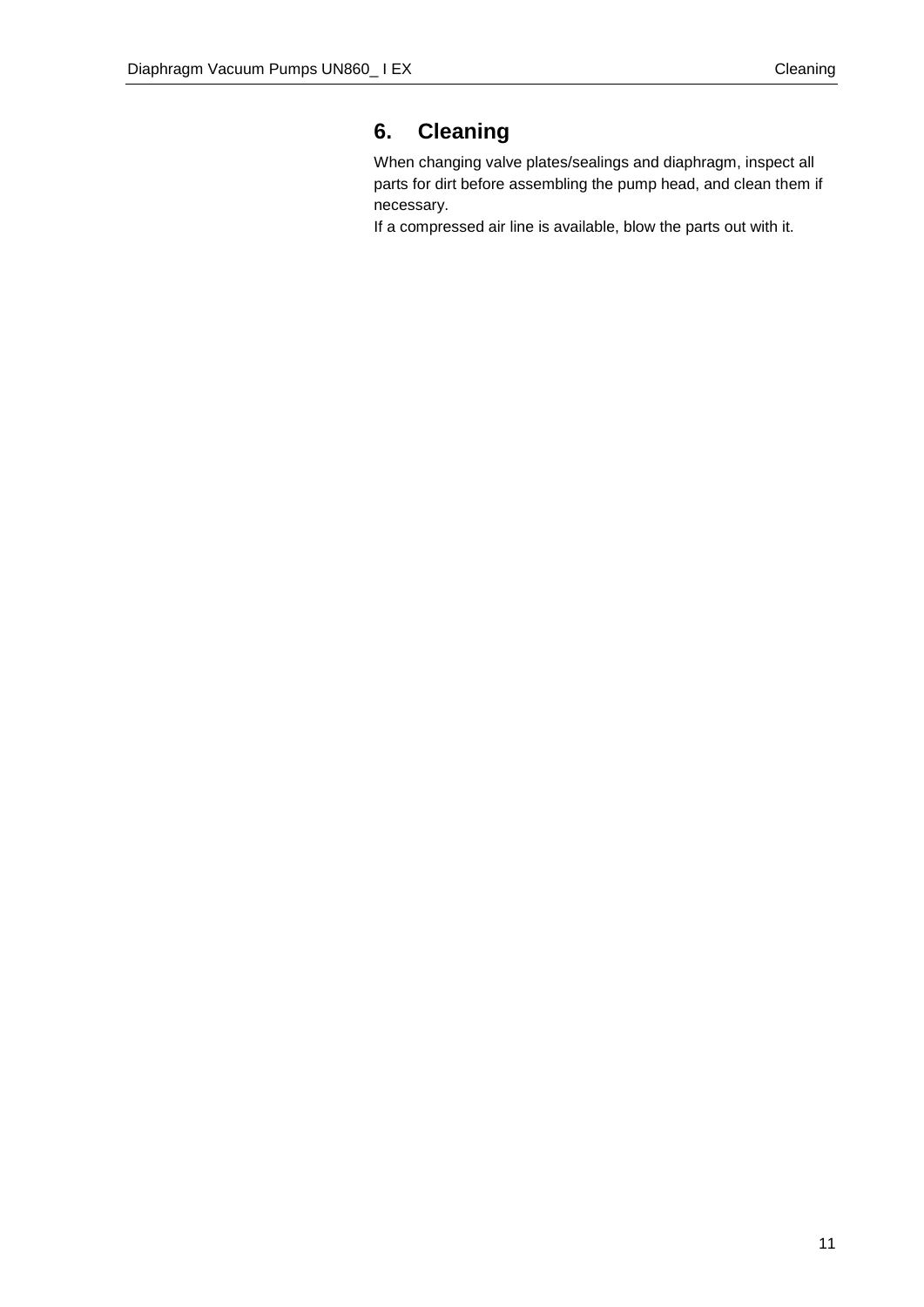## 6. Cleaning

When changing valve plates/sealings and diaphragm, inspect all parts for dirt before assembling the pump head, and clean them if necessary.

If a compressed air line is available, blow the parts out with it.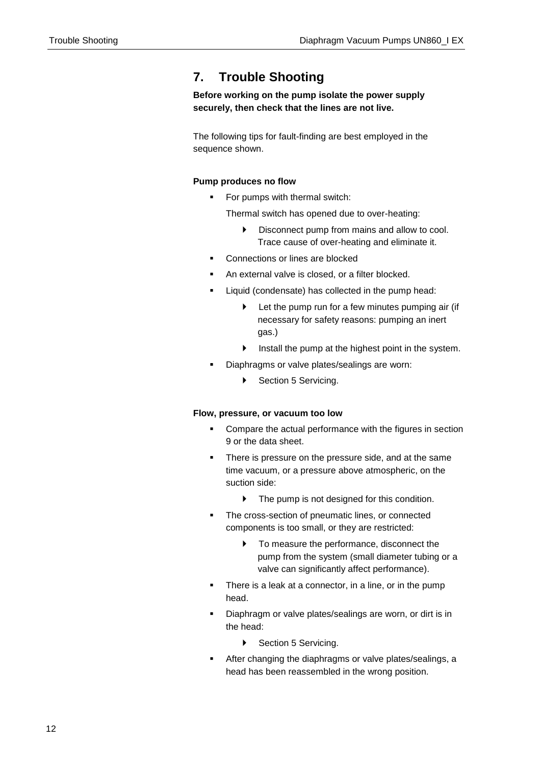# 7. Trouble Shooting

**Before working on the pump isolate the power supply securely, then check that the lines are not live.**

The following tips for fault-finding are best employed in the sequence shown.

**Pump produces no flow**

- For pumps with thermal switch:

  Thermal switch has opened due to over-heating:

  - Disconnect pump from mains and allow to cool. Trace cause of over-heating and eliminate it.
- Connections or lines are blocked
- An external valve is closed, or a filter blocked.
- Liquid (condensate) has collected in the pump head:
  - Let the pump run for a few minutes pumping air (if necessary for safety reasons: pumping an inert gas.)
  - Install the pump at the highest point in the system.
- Diaphragms or valve plates/sealings are worn:
  - Section 5 Servicing.

**Flow, pressure, or vacuum too low**

- Compare the actual performance with the figures in section 9 or the data sheet.
- There is pressure on the pressure side, and at the same time vacuum, or a pressure above atmospheric, on the suction side:
  - The pump is not designed for this condition.
- The cross-section of pneumatic lines, or connected components is too small, or they are restricted:
  - To measure the performance, disconnect the pump from the system (small diameter tubing or a valve can significantly affect performance).
- There is a leak at a connector, in a line, or in the pump head.
- Diaphragm or valve plates/sealings are worn, or dirt is in the head:
  - Section 5 Servicing.
- After changing the diaphragms or valve plates/sealings, a head has been reassembled in the wrong position.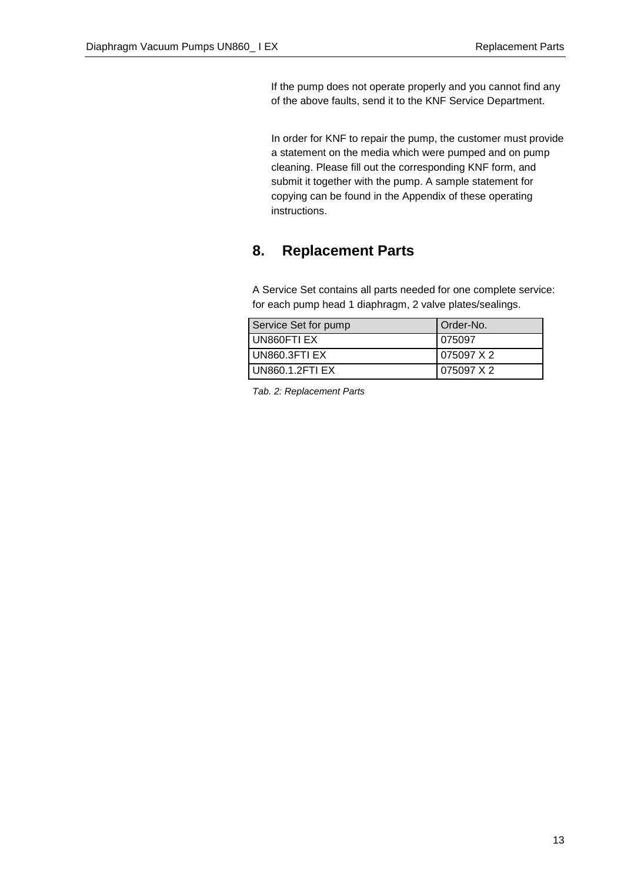If the pump does not operate properly and you cannot find any of the above faults, send it to the KNF Service Department.

In order for KNF to repair the pump, the customer must provide a statement on the media which were pumped and on pump cleaning. Please fill out the corresponding KNF form, and submit it together with the pump. A sample statement for copying can be found in the Appendix of these operating instructions.

## 8. Replacement Parts

A Service Set contains all parts needed for one complete service: for each pump head 1 diaphragm, 2 valve plates/sealings.

| Service Set for pump | Order-No. |
|---|---|
| UN860FTI EX | 075097 |
| UN860.3FTI EX | 075097 X 2 |
| UN860.1.2FTI EX | 075097 X 2 |

*Tab. 2: Replacement Parts*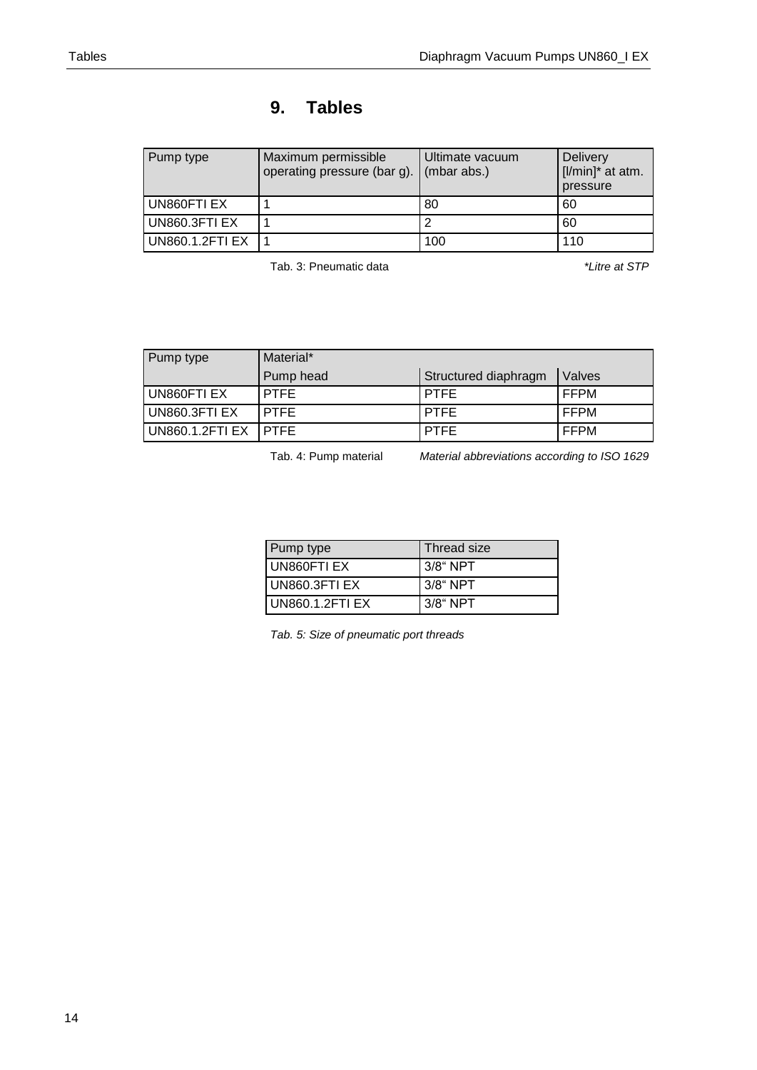# 9. Tables

| Pump type | Maximum permissible operating pressure (bar g). | Ultimate vacuum (mbar abs.) | Delivery [l/min]* at atm. pressure |
|---|---|---|---|
| UN860FTI EX | 1 | 80 | 60 |
| UN860.3FTI EX | 1 | 2 | 60 |
| UN860.1.2FTI EX | 1 | 100 | 110 |

Tab. 3: Pneumatic data

*\*Litre at STP*

| Pump type | Material* | | |
|---|---|---|---|
| | Pump head | Structured diaphragm | Valves |
| UN860FTI EX | PTFE | PTFE | FFPM |
| UN860.3FTI EX | PTFE | PTFE | FFPM |
| UN860.1.2FTI EX | PTFE | PTFE | FFPM |

Tab. 4: Pump material

*Material abbreviations according to ISO 1629*

| Pump type | Thread size |
|---|---|
| UN860FTI EX | 3/8“ NPT |
| UN860.3FTI EX | 3/8“ NPT |
| UN860.1.2FTI EX | 3/8“ NPT |

*Tab. 5: Size of pneumatic port threads*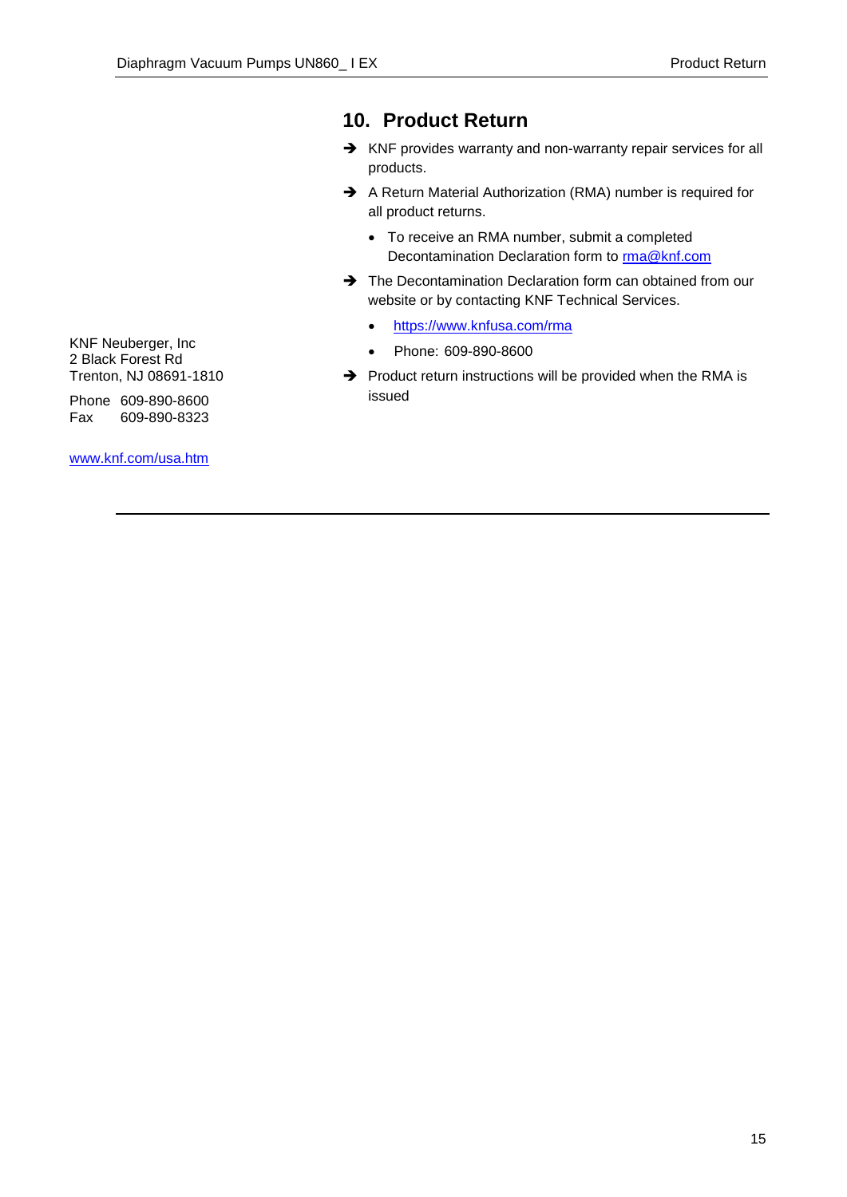## 10. Product Return

- KNF provides warranty and non-warranty repair services for all products.
- A Return Material Authorization (RMA) number is required for all product returns.
  - To receive an RMA number, submit a completed Decontamination Declaration form to [rma@knf.com](mailto:rma@knf.com)
- The Decontamination Declaration form can obtained from our website or by contacting KNF Technical Services.
  - [https://www.knfusa.com/rma](https://www.knfusa.com/rma)
  - Phone: 609-890-8600
- Product return instructions will be provided when the RMA is issued

KNF Neuberger, Inc
2 Black Forest Rd
Trenton, NJ 08691-1810

Phone 609-890-8600
Fax 609-890-8323

[www.knf.com/usa.htm](www.knf.com/usa.htm)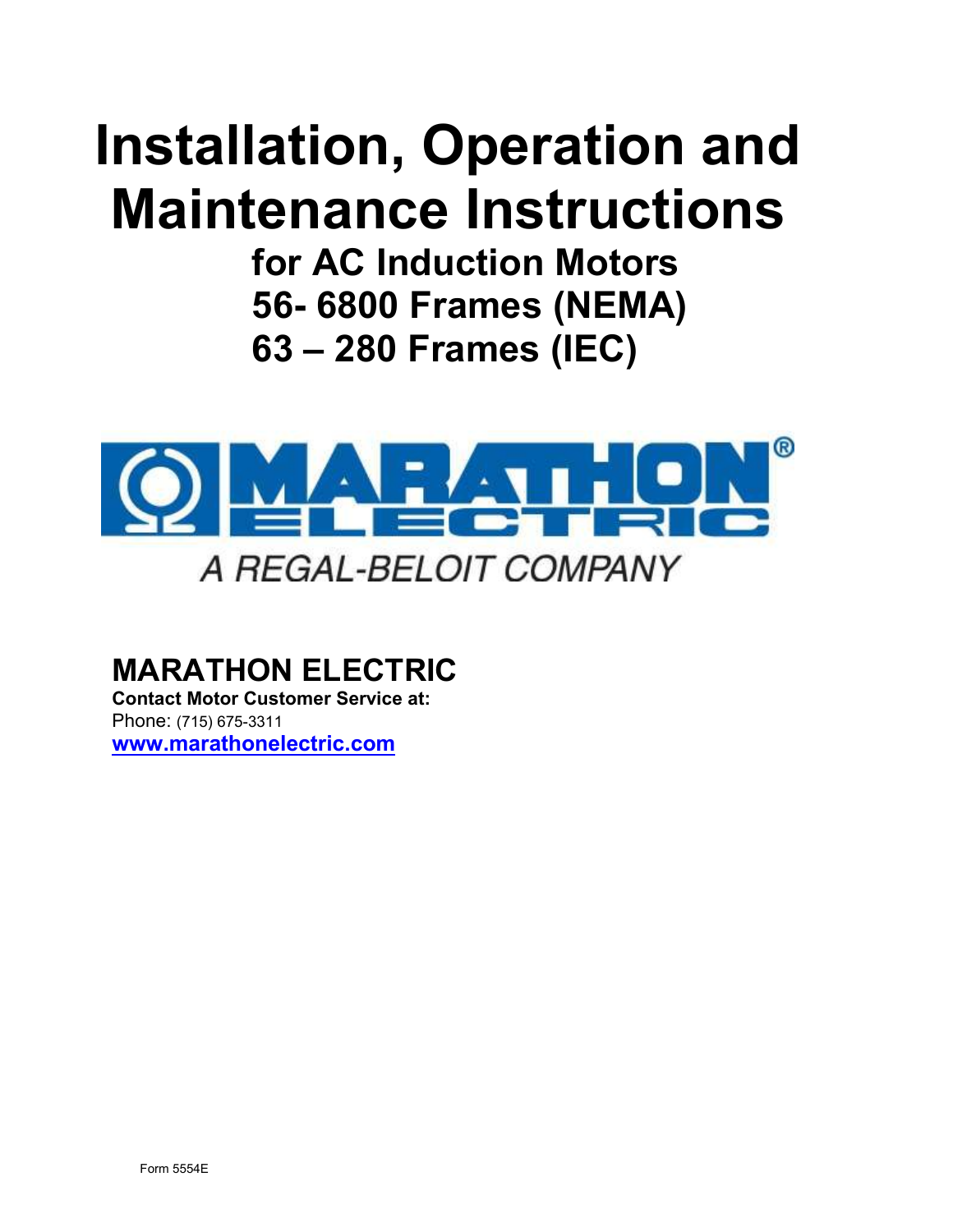# Installation, Operation and Maintenance Instructions

## for AC Induction Motors
## 56- 6800 Frames (NEMA)
## 63 – 280 Frames (IEC)

MARATHON ELECTRIC

A REGAL-BELOIT COMPANY

## MARATHON ELECTRIC

**Contact Motor Customer Service at:**

Phone: (715) 675-3311

**www.marathonelectric.com**

Form 5554E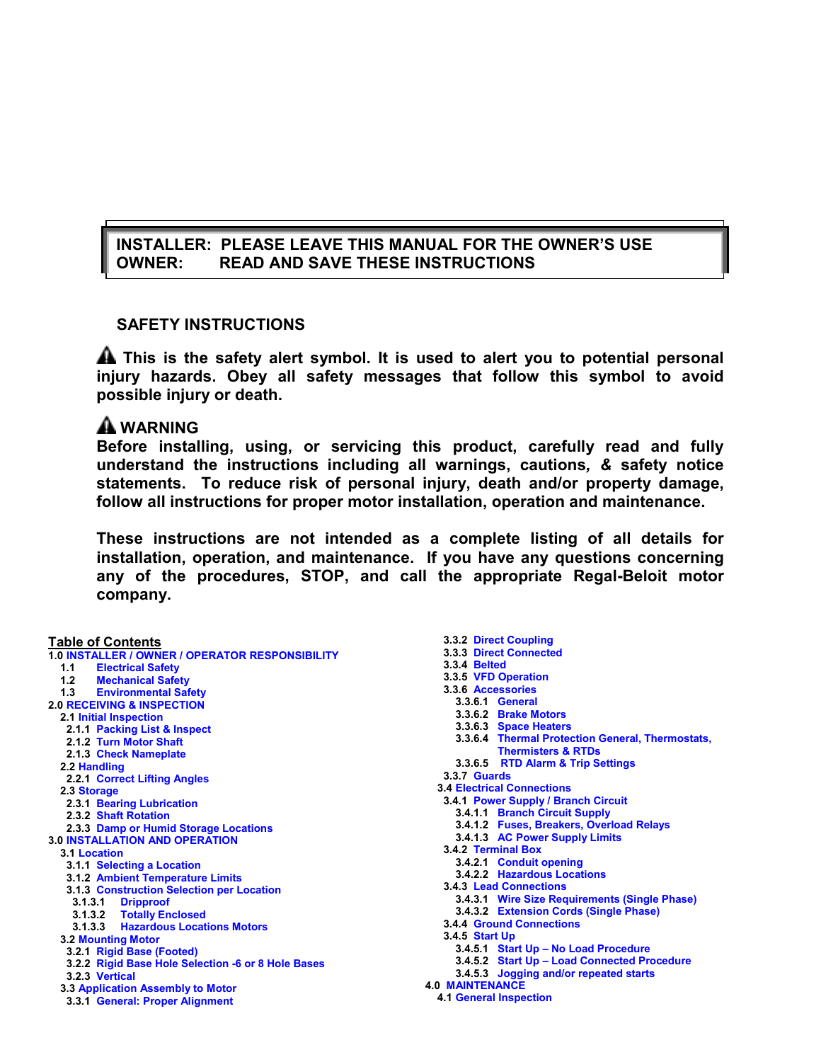**INSTALLER: PLEASE LEAVE THIS MANUAL FOR THE OWNER'S USE**
**OWNER: READ AND SAVE THESE INSTRUCTIONS**

## SAFETY INSTRUCTIONS

**⚠ This is the safety alert symbol. It is used to alert you to potential personal injury hazards. Obey all safety messages that follow this symbol to avoid possible injury or death.**

**⚠ WARNING**
**Before installing, using, or servicing this product, carefully read and fully understand the instructions including all warnings, cautions, & safety notice statements. To reduce risk of personal injury, death and/or property damage, follow all instructions for proper motor installation, operation and maintenance.**

**These instructions are not intended as a complete listing of all details for installation, operation, and maintenance. If you have any questions concerning any of the procedures, STOP, and call the appropriate Regal-Beloit motor company.**

**Table of Contents**

- 1.0 INSTALLER / OWNER / OPERATOR RESPONSIBILITY
  - 1.1 Electrical Safety
  - 1.2 Mechanical Safety
  - 1.3 Environmental Safety
- 2.0 RECEIVING & INSPECTION
  - 2.1 Initial Inspection
    - 2.1.1 Packing List & Inspect
    - 2.1.2 Turn Motor Shaft
    - 2.1.3 Check Nameplate
  - 2.2 Handling
    - 2.2.1 Correct Lifting Angles
  - 2.3 Storage
    - 2.3.1 Bearing Lubrication
    - 2.3.2 Shaft Rotation
    - 2.3.3 Damp or Humid Storage Locations
- 3.0 INSTALLATION AND OPERATION
  - 3.1 Location
    - 3.1.1 Selecting a Location
    - 3.1.2 Ambient Temperature Limits
    - 3.1.3 Construction Selection per Location
      - 3.1.3.1 Dripproof
      - 3.1.3.2 Totally Enclosed
      - 3.1.3.3 Hazardous Locations Motors
  - 3.2 Mounting Motor
    - 3.2.1 Rigid Base (Footed)
    - 3.2.2 Rigid Base Hole Selection -6 or 8 Hole Bases
    - 3.2.3 Vertical
  - 3.3 Application Assembly to Motor
    - 3.3.1 General: Proper Alignment
    - 3.3.2 Direct Coupling
    - 3.3.3 Direct Connected
    - 3.3.4 Belted
    - 3.3.5 VFD Operation
    - 3.3.6 Accessories
      - 3.3.6.1 General
      - 3.3.6.2 Brake Motors
      - 3.3.6.3 Space Heaters
      - 3.3.6.4 Thermal Protection General, Thermostats, Thermisters & RTDs
      - 3.3.6.5 RTD Alarm & Trip Settings
    - 3.3.7 Guards
  - 3.4 Electrical Connections
    - 3.4.1 Power Supply / Branch Circuit
      - 3.4.1.1 Branch Circuit Supply
      - 3.4.1.2 Fuses, Breakers, Overload Relays
      - 3.4.1.3 AC Power Supply Limits
    - 3.4.2 Terminal Box
      - 3.4.2.1 Conduit opening
      - 3.4.2.2 Hazardous Locations
    - 3.4.3 Lead Connections
      - 3.4.3.1 Wire Size Requirements (Single Phase)
      - 3.4.3.2 Extension Cords (Single Phase)
    - 3.4.4 Ground Connections
    - 3.4.5 Start Up
      - 3.4.5.1 Start Up – No Load Procedure
      - 3.4.5.2 Start Up – Load Connected Procedure
      - 3.4.5.3 Jogging and/or repeated starts
- 4.0 MAINTENANCE
  - 4.1 General Inspection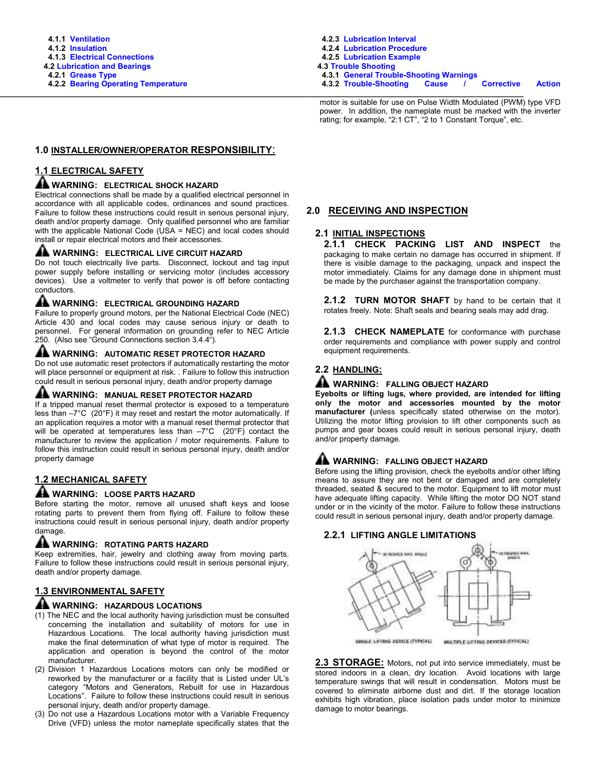- 4.1.1 Ventilation
- 4.1.2 Insulation
- 4.1.3 Electrical Connections
- 4.2 Lubrication and Bearings
  - 4.2.1 Grease Type
  - 4.2.2 Bearing Operating Temperature
  - 4.2.3 Lubrication Interval
  - 4.2.4 Lubrication Procedure
  - 4.2.5 Lubrication Example
- 4.3 Trouble Shooting
  - 4.3.1 General Trouble-Shooting Warnings
  - 4.3.2 Trouble-Shooting Cause / Corrective Action

## 1.0 INSTALLER/OWNER/OPERATOR RESPONSIBILITY:

### 1.1 ELECTRICAL SAFETY

**WARNING: ELECTRICAL SHOCK HAZARD**

Electrical connections shall be made by a qualified electrical personnel in accordance with all applicable codes, ordinances and sound practices. Failure to follow these instructions could result in serious personal injury, death and/or property damage. Only qualified personnel who are familiar with the applicable National Code (USA = NEC) and local codes should install or repair electrical motors and their accessories.

**WARNING: ELECTRICAL LIVE CIRCUIT HAZARD**

Do not touch electrically live parts. Disconnect, lockout and tag input power supply before installing or servicing motor (includes accessory devices). Use a voltmeter to verify that power is off before contacting conductors.

**WARNING: ELECTRICAL GROUNDING HAZARD**

Failure to properly ground motors, per the National Electrical Code (NEC) Article 430 and local codes may cause serious injury or death to personnel. For general information on grounding refer to NEC Article 250. (Also see "Ground Connections section 3.4.4").

**WARNING: AUTOMATIC RESET PROTECTOR HAZARD**

Do not use automatic reset protectors if automatically restarting the motor will place personnel or equipment at risk. . Failure to follow this instruction could result in serious personal injury, death and/or property damage

**WARNING: MANUAL RESET PROTECTOR HAZARD**

If a tripped manual reset thermal protector is exposed to a temperature less than –7°C (20°F) it may reset and restart the motor automatically. If an application requires a motor with a manual reset thermal protector that will be operated at temperatures less than –7°C (20°F) contact the manufacturer to review the application / motor requirements. Failure to follow this instruction could result in serious personal injury, death and/or property damage

### 1.2 MECHANICAL SAFETY

**WARNING: LOOSE PARTS HAZARD**

Before starting the motor, remove all unused shaft keys and loose rotating parts to prevent them from flying off. Failure to follow these instructions could result in serious personal injury, death and/or property damage.

**WARNING: ROTATING PARTS HAZARD**

Keep extremities, hair, jewelry and clothing away from moving parts. Failure to follow these instructions could result in serious personal injury, death and/or property damage.

### 1.3 ENVIRONMENTAL SAFETY

**WARNING: HAZARDOUS LOCATIONS**

(1) The NEC and the local authority having jurisdiction must be consulted concerning the installation and suitability of motors for use in Hazardous Locations. The local authority having jurisdiction must make the final determination of what type of motor is required. The application and operation is beyond the control of the motor manufacturer.

(2) Division 1 Hazardous Locations motors can only be modified or reworked by the manufacturer or a facility that is Listed under UL's category "Motors and Generators, Rebuilt for use in Hazardous Locations". Failure to follow these instructions could result in serious personal injury, death and/or property damage.

(3) Do not use a Hazardous Locations motor with a Variable Frequency Drive (VFD) unless the motor nameplate specifically states that the motor is suitable for use on Pulse Width Modulated (PWM) type VFD power. In addition, the nameplate must be marked with the inverter rating; for example, "2:1 CT", "2 to 1 Constant Torque", etc.

## 2.0 RECEIVING AND INSPECTION

### 2.1 INITIAL INSPECTIONS

**2.1.1 CHECK PACKING LIST AND INSPECT** the packaging to make certain no damage has occurred in shipment. If there is visible damage to the packaging, unpack and inspect the motor immediately. Claims for any damage done in shipment must be made by the purchaser against the transportation company.

**2.1.2 TURN MOTOR SHAFT** by hand to be certain that it rotates freely. Note: Shaft seals and bearing seals may add drag.

**2.1.3 CHECK NAMEPLATE** for conformance with purchase order requirements and compliance with power supply and control equipment requirements.

### 2.2 HANDLING:

**WARNING: FALLING OBJECT HAZARD**

**Eyebolts or lifting lugs, where provided, are intended for lifting only the motor and accessories mounted by the motor manufacturer (**unless specifically stated otherwise on the motor). Utilizing the motor lifting provision to lift other components such as pumps and gear boxes could result in serious personal injury, death and/or property damage.

**WARNING: FALLING OBJECT HAZARD**

Before using the lifting provision, check the eyebolts and/or other lifting means to assure they are not bent or damaged and are completely threaded, seated & secured to the motor. Equipment to lift motor must have adequate lifting capacity. While lifting the motor DO NOT stand under or in the vicinity of the motor. Failure to follow these instructions could result in serious personal injury, death and/or property damage.

#### 2.2.1 LIFTING ANGLE LIMITATIONS

30 DEGREE MAX. ANGLE — SINGLE LIFTING DEVICE (TYPICAL)

45 DEGREE MAX. ANGLE — MULTIPLE LIFTING DEVICES (TYPICAL)

### 2.3 STORAGE:

Motors, not put into service immediately, must be stored indoors in a clean, dry location. Avoid locations with large temperature swings that will result in condensation. Motors must be covered to eliminate airborne dust and dirt. If the storage location exhibits high vibration, place isolation pads under motor to minimize damage to motor bearings.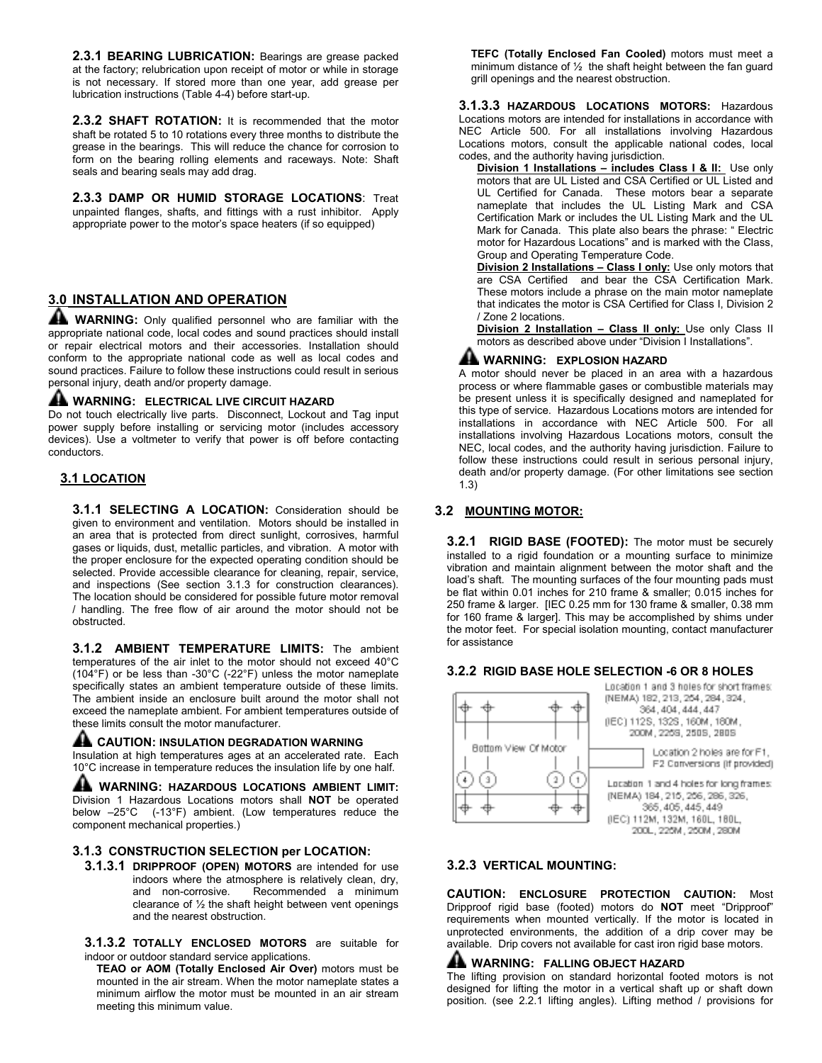**2.3.1 BEARING LUBRICATION:** Bearings are grease packed at the factory; relubrication upon receipt of motor or while in storage is not necessary. If stored more than one year, add grease per lubrication instructions (Table 4-4) before start-up.

**2.3.2 SHAFT ROTATION:** It is recommended that the motor shaft be rotated 5 to 10 rotations every three months to distribute the grease in the bearings. This will reduce the chance for corrosion to form on the bearing rolling elements and raceways. Note: Shaft seals and bearing seals may add drag.

**2.3.3 DAMP OR HUMID STORAGE LOCATIONS**: Treat unpainted flanges, shafts, and fittings with a rust inhibitor. Apply appropriate power to the motor's space heaters (if so equipped)

## 3.0 INSTALLATION AND OPERATION

**WARNING:** Only qualified personnel who are familiar with the appropriate national code, local codes and sound practices should install or repair electrical motors and their accessories. Installation should conform to the appropriate national code as well as local codes and sound practices. Failure to follow these instructions could result in serious personal injury, death and/or property damage.

**WARNING: ELECTRICAL LIVE CIRCUIT HAZARD**
Do not touch electrically live parts. Disconnect, Lockout and Tag input power supply before installing or servicing motor (includes accessory devices). Use a voltmeter to verify that power is off before contacting conductors.

### 3.1 LOCATION

**3.1.1 SELECTING A LOCATION:** Consideration should be given to environment and ventilation. Motors should be installed in an area that is protected from direct sunlight, corrosives, harmful gases or liquids, dust, metallic particles, and vibration. A motor with the proper enclosure for the expected operating condition should be selected. Provide accessible clearance for cleaning, repair, service, and inspections (See section 3.1.3 for construction clearances). The location should be considered for possible future motor removal / handling. The free flow of air around the motor should not be obstructed.

**3.1.2 AMBIENT TEMPERATURE LIMITS:** The ambient temperatures of the air inlet to the motor should not exceed 40°C (104°F) or be less than -30°C (-22°F) unless the motor nameplate specifically states an ambient temperature outside of these limits. The ambient inside an enclosure built around the motor shall not exceed the nameplate ambient. For ambient temperatures outside of these limits consult the motor manufacturer.

**CAUTION: INSULATION DEGRADATION WARNING**
Insulation at high temperatures ages at an accelerated rate. Each 10°C increase in temperature reduces the insulation life by one half.

**WARNING: HAZARDOUS LOCATIONS AMBIENT LIMIT:** Division 1 Hazardous Locations motors shall **NOT** be operated below –25°C (-13°F) ambient. (Low temperatures reduce the component mechanical properties.)

**3.1.3 CONSTRUCTION SELECTION per LOCATION:**

**3.1.3.1 DRIPPROOF (OPEN) MOTORS** are intended for use indoors where the atmosphere is relatively clean, dry, and non-corrosive. Recommended a minimum clearance of ½ the shaft height between vent openings and the nearest obstruction.

**3.1.3.2 TOTALLY ENCLOSED MOTORS** are suitable for indoor or outdoor standard service applications.

**TEAO or AOM (Totally Enclosed Air Over)** motors must be mounted in the air stream. When the motor nameplate states a minimum airflow the motor must be mounted in an air stream meeting this minimum value.

**TEFC (Totally Enclosed Fan Cooled)** motors must meet a minimum distance of ½ the shaft height between the fan guard grill openings and the nearest obstruction.

**3.1.3.3 HAZARDOUS LOCATIONS MOTORS:** Hazardous Locations motors are intended for installations in accordance with NEC Article 500. For all installations involving Hazardous Locations motors, consult the applicable national codes, local codes, and the authority having jurisdiction.

**Division 1 Installations – includes Class I & II:** Use only motors that are UL Listed and CSA Certified or UL Listed and UL Certified for Canada. These motors bear a separate nameplate that includes the UL Listing Mark and CSA Certification Mark or includes the UL Listing Mark and the UL Mark for Canada. This plate also bears the phrase: " Electric motor for Hazardous Locations" and is marked with the Class, Group and Operating Temperature Code.

**Division 2 Installations – Class I only:** Use only motors that are CSA Certified and bear the CSA Certification Mark. These motors include a phrase on the main motor nameplate that indicates the motor is CSA Certified for Class I, Division 2 / Zone 2 locations.

**Division 2 Installation – Class II only:** Use only Class II motors as described above under "Division I Installations".

**WARNING: EXPLOSION HAZARD**
A motor should never be placed in an area with a hazardous process or where flammable gases or combustible materials may be present unless it is specifically designed and nameplated for this type of service. Hazardous Locations motors are intended for installations in accordance with NEC Article 500. For all installations involving Hazardous Locations motors, consult the NEC, local codes, and the authority having jurisdiction. Failure to follow these instructions could result in serious personal injury, death and/or property damage. (For other limitations see section 1.3)

### 3.2 MOUNTING MOTOR:

**3.2.1 RIGID BASE (FOOTED):** The motor must be securely installed to a rigid foundation or a mounting surface to minimize vibration and maintain alignment between the motor shaft and the load's shaft. The mounting surfaces of the four mounting pads must be flat within 0.01 inches for 210 frame & smaller; 0.015 inches for 250 frame & larger. [IEC 0.25 mm for 130 frame & smaller, 0.38 mm for 160 frame & larger]. This may be accomplished by shims under the motor feet. For special isolation mounting, contact manufacturer for assistance

**3.2.2 RIGID BASE HOLE SELECTION -6 OR 8 HOLES**

Bottom View Of Motor

Location 1 and 3 holes for short frames: (NEMA) 182, 213, 254, 284, 324, 364, 404, 444, 447 (IEC) 112S, 132S, 160M, 180M, 200M, 225S, 250S, 280S

Location 2 holes are for F1, F2 Conversions (if provided)

Location 1 and 4 holes for long frames: (NEMA) 184, 215, 256, 286, 326, 365, 405, 445, 449 (IEC) 112M, 132M, 160L, 180L, 200L, 225M, 250M, 280M

**3.2.3 VERTICAL MOUNTING:**

**CAUTION: ENCLOSURE PROTECTION CAUTION:** Most Dripproof rigid base (footed) motors do **NOT** meet "Dripproof" requirements when mounted vertically. If the motor is located in unprotected environments, the addition of a drip cover may be available. Drip covers not available for cast iron rigid base motors.

**WARNING: FALLING OBJECT HAZARD**
The lifting provision on standard horizontal footed motors is not designed for lifting the motor in a vertical shaft up or shaft down position. (see 2.2.1 lifting angles). Lifting method / provisions for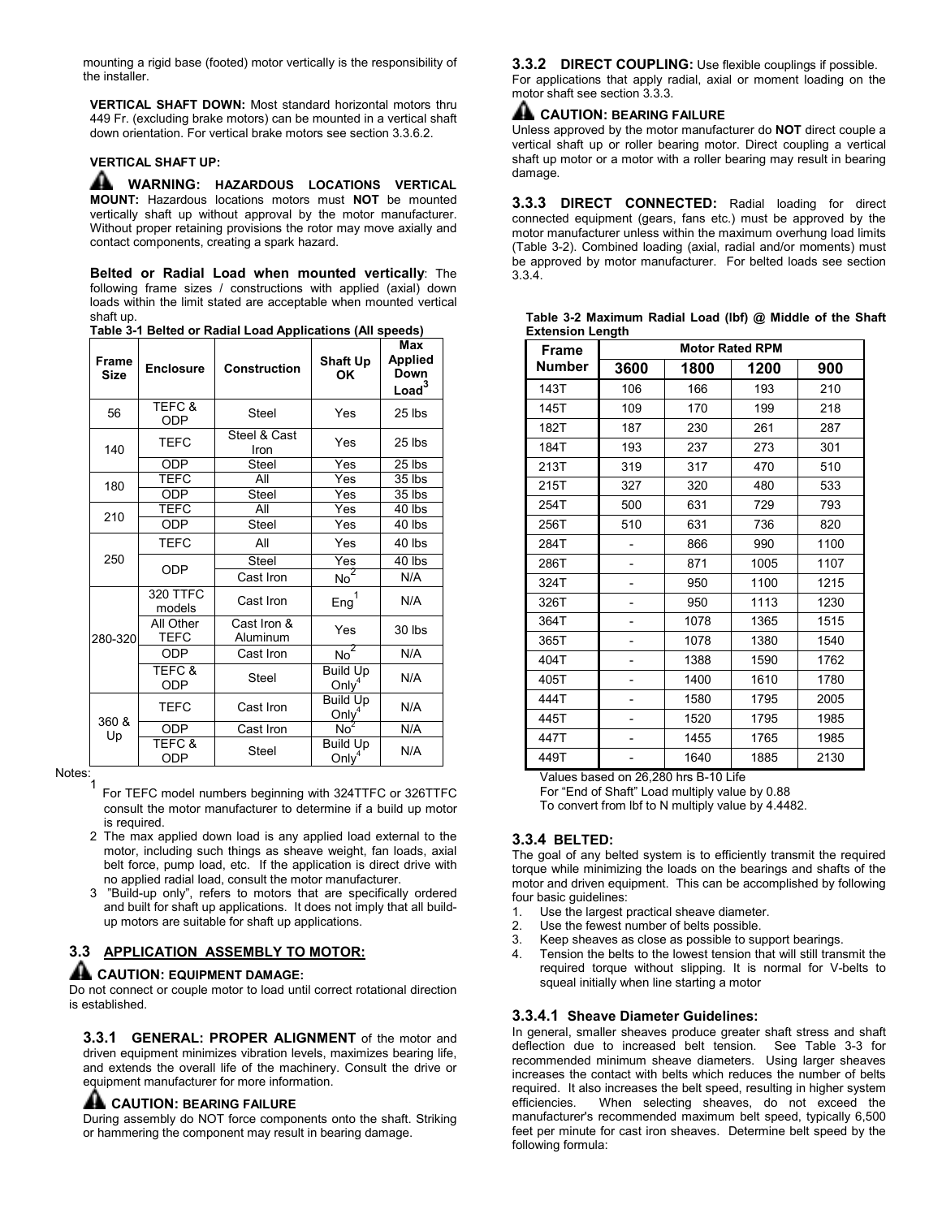mounting a rigid base (footed) motor vertically is the responsibility of the installer.

**VERTICAL SHAFT DOWN:** Most standard horizontal motors thru 449 Fr. (excluding brake motors) can be mounted in a vertical shaft down orientation. For vertical brake motors see section 3.3.6.2.

**VERTICAL SHAFT UP:**

**WARNING: HAZARDOUS LOCATIONS VERTICAL MOUNT:** Hazardous locations motors must **NOT** be mounted vertically shaft up without approval by the motor manufacturer. Without proper retaining provisions the rotor may move axially and contact components, creating a spark hazard.

**Belted or Radial Load when mounted vertically**: The following frame sizes / constructions with applied (axial) down loads within the limit stated are acceptable when mounted vertical shaft up.

**Table 3-1 Belted or Radial Load Applications (All speeds)**

| Frame Size | Enclosure | Construction | Shaft Up OK | Max Applied Down Load[3] |
|---|---|---|---|---|
| 56 | TEFC & ODP | Steel | Yes | 25 lbs |
| 140 | TEFC | Steel & Cast Iron | Yes | 25 lbs |
| | ODP | Steel | Yes | 25 lbs |
| 180 | TEFC | All | Yes | 35 lbs |
| | ODP | Steel | Yes | 35 lbs |
| 210 | TEFC | All | Yes | 40 lbs |
| | ODP | Steel | Yes | 40 lbs |
| 250 | TEFC | All | Yes | 40 lbs |
| | ODP | Steel | Yes | 40 lbs |
| | | Cast Iron | No[2] | N/A |
| 280-320 | 320 TTFC models | Cast Iron | Eng[1] | N/A |
| | All Other TEFC | Cast Iron & Aluminum | Yes | 30 lbs |
| | ODP | Cast Iron | No[2] | N/A |
| | TEFC & ODP | Steel | Build Up Only[4] | N/A |
| 360 & Up | TEFC | Cast Iron | Build Up Only[4] | N/A |
| | ODP | Cast Iron | No[2] | N/A |
| | TEFC & ODP | Steel | Build Up Only[4] | N/A |

Notes:

1. For TEFC model numbers beginning with 324TTFC or 326TTFC consult the motor manufacturer to determine if a build up motor is required.
2. The max applied down load is any applied load external to the motor, including such things as sheave weight, fan loads, axial belt force, pump load, etc. If the application is direct drive with no applied radial load, consult the motor manufacturer.
3. "Build-up only", refers to motors that are specifically ordered and built for shaft up applications. It does not imply that all build-up motors are suitable for shaft up applications.

## 3.3 APPLICATION ASSEMBLY TO MOTOR:

**CAUTION: EQUIPMENT DAMAGE:**
Do not connect or couple motor to load until correct rotational direction is established.

### 3.3.1 GENERAL: PROPER ALIGNMENT
of the motor and driven equipment minimizes vibration levels, maximizes bearing life, and extends the overall life of the machinery. Consult the drive or equipment manufacturer for more information.

**CAUTION: BEARING FAILURE**
During assembly do NOT force components onto the shaft. Striking or hammering the component may result in bearing damage.

### 3.3.2 DIRECT COUPLING:
Use flexible couplings if possible. For applications that apply radial, axial or moment loading on the motor shaft see section 3.3.3.

**CAUTION: BEARING FAILURE**
Unless approved by the motor manufacturer do **NOT** direct couple a vertical shaft up or roller bearing motor. Direct coupling a vertical shaft up motor or a motor with a roller bearing may result in bearing damage.

### 3.3.3 DIRECT CONNECTED:
Radial loading for direct connected equipment (gears, fans etc.) must be approved by the motor manufacturer unless within the maximum overhung load limits (Table 3-2). Combined loading (axial, radial and/or moments) must be approved by motor manufacturer. For belted loads see section 3.3.4.

**Table 3-2 Maximum Radial Load (lbf) @ Middle of the Shaft Extension Length**

| Frame Number | Motor Rated RPM | | | |
|---|---|---|---|---|
| | 3600 | 1800 | 1200 | 900 |
| 143T | 106 | 166 | 193 | 210 |
| 145T | 109 | 170 | 199 | 218 |
| 182T | 187 | 230 | 261 | 287 |
| 184T | 193 | 237 | 273 | 301 |
| 213T | 319 | 317 | 470 | 510 |
| 215T | 327 | 320 | 480 | 533 |
| 254T | 500 | 631 | 729 | 793 |
| 256T | 510 | 631 | 736 | 820 |
| 284T | - | 866 | 990 | 1100 |
| 286T | - | 871 | 1005 | 1107 |
| 324T | - | 950 | 1100 | 1215 |
| 326T | - | 950 | 1113 | 1230 |
| 364T | - | 1078 | 1365 | 1515 |
| 365T | - | 1078 | 1380 | 1540 |
| 404T | - | 1388 | 1590 | 1762 |
| 405T | - | 1400 | 1610 | 1780 |
| 444T | - | 1580 | 1795 | 2005 |
| 445T | - | 1520 | 1795 | 1985 |
| 447T | - | 1455 | 1765 | 1985 |
| 449T | - | 1640 | 1885 | 2130 |

Values based on 26,280 hrs B-10 Life
For "End of Shaft" Load multiply value by 0.88
To convert from lbf to N multiply value by 4.4482.

### 3.3.4 BELTED:
The goal of any belted system is to efficiently transmit the required torque while minimizing the loads on the bearings and shafts of the motor and driven equipment. This can be accomplished by following four basic guidelines:

1. Use the largest practical sheave diameter.
2. Use the fewest number of belts possible.
3. Keep sheaves as close as possible to support bearings.
4. Tension the belts to the lowest tension that will still transmit the required torque without slipping. It is normal for V-belts to squeal initially when line starting a motor

#### 3.3.4.1 Sheave Diameter Guidelines:
In general, smaller sheaves produce greater shaft stress and shaft deflection due to increased belt tension. See Table 3-3 for recommended minimum sheave diameters. Using larger sheaves increases the contact with belts which reduces the number of belts required. It also increases the belt speed, resulting in higher system efficiencies. When selecting sheaves, do not exceed the manufacturer's recommended maximum belt speed, typically 6,500 feet per minute for cast iron sheaves. Determine belt speed by the following formula: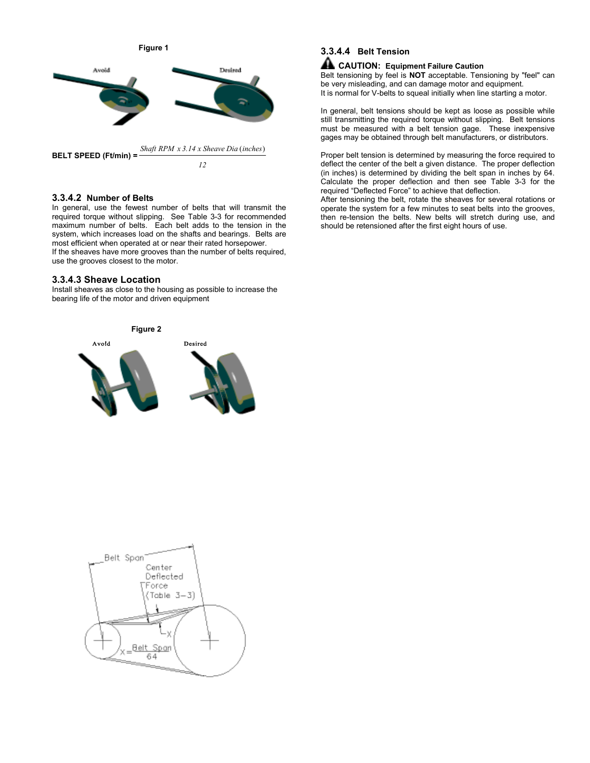**Figure 1**

Avoid Desired

**BELT SPEED (Ft/min)** = $\frac{Shaft\ RPM\ x\ 3.14\ x\ Sheave\ Dia\ (inches)}{12}$

### 3.3.4.2 Number of Belts

In general, use the fewest number of belts that will transmit the required torque without slipping. See Table 3-3 for recommended maximum number of belts. Each belt adds to the tension in the system, which increases load on the shafts and bearings. Belts are most efficient when operated at or near their rated horsepower.
If the sheaves have more grooves than the number of belts required, use the grooves closest to the motor.

### 3.3.4.3 Sheave Location

Install sheaves as close to the housing as possible to increase the bearing life of the motor and driven equipment

**Figure 2**

Avoid Desired

Belt Span
Center Deflected Force (Table 3-3)
X
$X = \frac{Belt\ Span}{64}$

### 3.3.4.4 Belt Tension

**CAUTION: Equipment Failure Caution**
Belt tensioning by feel is **NOT** acceptable. Tensioning by "feel" can be very misleading, and can damage motor and equipment.
It is normal for V-belts to squeal initially when line starting a motor.

In general, belt tensions should be kept as loose as possible while still transmitting the required torque without slipping. Belt tensions must be measured with a belt tension gage. These inexpensive gages may be obtained through belt manufacturers, or distributors.

Proper belt tension is determined by measuring the force required to deflect the center of the belt a given distance. The proper deflection (in inches) is determined by dividing the belt span in inches by 64. Calculate the proper deflection and then see Table 3-3 for the required "Deflected Force" to achieve that deflection.
After tensioning the belt, rotate the sheaves for several rotations or operate the system for a few minutes to seat belts into the grooves, then re-tension the belts. New belts will stretch during use, and should be retensioned after the first eight hours of use.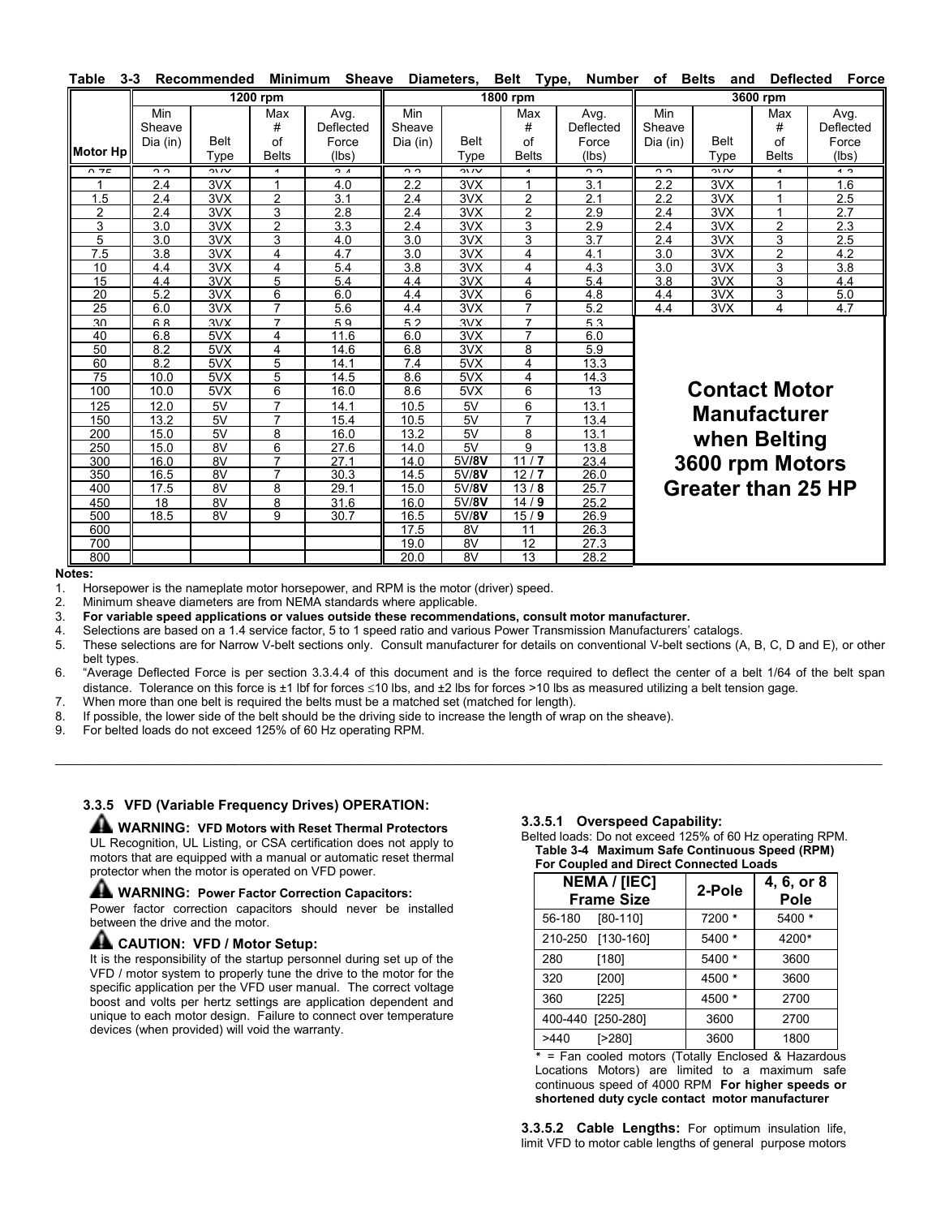**Table 3-3 Recommended Minimum Sheave Diameters, Belt Type, Number of Belts and Deflected Force**

| Motor Hp | 1200 rpm | | | | 1800 rpm | | | | 3600 rpm | | | |
|---|---|---|---|---|---|---|---|---|---|---|---|---|
| | Min Sheave Dia (in) | Belt Type | Max # of Belts | Avg. Deflected Force (lbs) | Min Sheave Dia (in) | Belt Type | Max # of Belts | Avg. Deflected Force (lbs) | Min Sheave Dia (in) | Belt Type | Max # of Belts | Avg. Deflected Force (lbs) |
| 0.75 | 2.2 | 3VX | 1 | 3.4 | 2.2 | 3VX | 1 | 2.2 | 2.2 | 3VX | 1 | 1.2 |
| 1 | 2.4 | 3VX | 1 | 4.0 | 2.2 | 3VX | 1 | 3.1 | 2.2 | 3VX | 1 | 1.6 |
| 1.5 | 2.4 | 3VX | 2 | 3.1 | 2.4 | 3VX | 2 | 2.1 | 2.2 | 3VX | 1 | 2.5 |
| 2 | 2.4 | 3VX | 3 | 2.8 | 2.4 | 3VX | 2 | 2.9 | 2.4 | 3VX | 1 | 2.7 |
| 3 | 3.0 | 3VX | 2 | 3.3 | 2.4 | 3VX | 3 | 2.9 | 2.4 | 3VX | 2 | 2.3 |
| 5 | 3.0 | 3VX | 3 | 4.0 | 3.0 | 3VX | 3 | 3.7 | 2.4 | 3VX | 3 | 2.5 |
| 7.5 | 3.8 | 3VX | 4 | 4.7 | 3.0 | 3VX | 4 | 4.1 | 3.0 | 3VX | 2 | 4.2 |
| 10 | 4.4 | 3VX | 4 | 5.4 | 3.8 | 3VX | 4 | 4.3 | 3.0 | 3VX | 3 | 3.8 |
| 15 | 4.4 | 3VX | 5 | 5.4 | 4.4 | 3VX | 4 | 5.4 | 3.8 | 3VX | 3 | 4.4 |
| 20 | 5.2 | 3VX | 6 | 6.0 | 4.4 | 3VX | 6 | 4.8 | 4.4 | 3VX | 3 | 5.0 |
| 25 | 6.0 | 3VX | 7 | 5.6 | 4.4 | 3VX | 7 | 5.2 | 4.4 | 3VX | 4 | 4.7 |
| 30 | 6.8 | 3VX | 7 | 5.9 | 5.2 | 3VX | 7 | 5.3 | **Contact Motor Manufacturer when Belting 3600 rpm Motors Greater than 25 HP** | | | |
| 40 | 6.8 | 5VX | 4 | 11.6 | 6.0 | 3VX | 7 | 6.0 | | | | |
| 50 | 8.2 | 5VX | 4 | 14.6 | 6.8 | 3VX | 8 | 5.9 | | | | |
| 60 | 8.2 | 5VX | 5 | 14.1 | 7.4 | 5VX | 4 | 13.3 | | | | |
| 75 | 10.0 | 5VX | 5 | 14.5 | 8.6 | 5VX | 4 | 14.3 | | | | |
| 100 | 10.0 | 5VX | 6 | 16.0 | 8.6 | 5VX | 6 | 13 | | | | |
| 125 | 12.0 | 5V | 7 | 14.1 | 10.5 | 5V | 6 | 13.1 | | | | |
| 150 | 13.2 | 5V | 7 | 15.4 | 10.5 | 5V | 7 | 13.4 | | | | |
| 200 | 15.0 | 5V | 8 | 16.0 | 13.2 | 5V | 8 | 13.1 | | | | |
| 250 | 15.0 | 8V | 6 | 27.6 | 14.0 | 5V | 9 | 13.8 | | | | |
| 300 | 16.0 | 8V | 7 | 27.1 | 14.0 | 5V/**8V** | 11 / **7** | 23.4 | | | | |
| 350 | 16.5 | 8V | 7 | 30.3 | 14.5 | 5V/**8V** | 12 / **7** | 26.0 | | | | |
| 400 | 17.5 | 8V | 8 | 29.1 | 15.0 | 5V/**8V** | 13 / **8** | 25.7 | | | | |
| 450 | 18 | 8V | 8 | 31.6 | 16.0 | 5V/**8V** | 14 / **9** | 25.2 | | | | |
| 500 | 18.5 | 8V | 9 | 30.7 | 16.5 | 5V/**8V** | 15 / **9** | 26.9 | | | | |
| 600 | | | | | 17.5 | 8V | 11 | 26.3 | | | | |
| 700 | | | | | 19.0 | 8V | 12 | 27.3 | | | | |
| 800 | | | | | 20.0 | 8V | 13 | 28.2 | | | | |

**Notes:**

1. Horsepower is the nameplate motor horsepower, and RPM is the motor (driver) speed.
2. Minimum sheave diameters are from NEMA standards where applicable.
3. **For variable speed applications or values outside these recommendations, consult motor manufacturer.**
4. Selections are based on a 1.4 service factor, 5 to 1 speed ratio and various Power Transmission Manufacturers' catalogs.
5. These selections are for Narrow V-belt sections only. Consult manufacturer for details on conventional V-belt sections (A, B, C, D and E), or other belt types.
6. "Average Deflected Force is per section 3.3.4.4 of this document and is the force required to deflect the center of a belt 1/64 of the belt span distance. Tolerance on this force is ±1 lbf for forces ≤10 lbs, and ±2 lbs for forces >10 lbs as measured utilizing a belt tension gage.
7. When more than one belt is required the belts must be a matched set (matched for length).
8. If possible, the lower side of the belt should be the driving side to increase the length of wrap on the sheave).
9. For belted loads do not exceed 125% of 60 Hz operating RPM.

### 3.3.5 VFD (Variable Frequency Drives) OPERATION:

**WARNING: VFD Motors with Reset Thermal Protectors**
UL Recognition, UL Listing, or CSA certification does not apply to motors that are equipped with a manual or automatic reset thermal protector when the motor is operated on VFD power.

**WARNING: Power Factor Correction Capacitors:**
Power factor correction capacitors should never be installed between the drive and the motor.

**CAUTION: VFD / Motor Setup:**
It is the responsibility of the startup personnel during set up of the VFD / motor system to properly tune the drive to the motor for the specific application per the VFD user manual. The correct voltage boost and volts per hertz settings are application dependent and unique to each motor design. Failure to connect over temperature devices (when provided) will void the warranty.

#### 3.3.5.1 Overspeed Capability:

Belted loads: Do not exceed 125% of 60 Hz operating RPM.

**Table 3-4 Maximum Safe Continuous Speed (RPM) For Coupled and Direct Connected Loads**

| NEMA / [IEC] Frame Size | 2-Pole | 4, 6, or 8 Pole |
|---|---|---|
| 56-180 [80-110] | 7200 * | 5400 * |
| 210-250 [130-160] | 5400 * | 4200* |
| 280 [180] | 5400 * | 3600 |
| 320 [200] | 4500 * | 3600 |
| 360 [225] | 4500 * | 2700 |
| 400-440 [250-280] | 3600 | 2700 |
| >440 [>280] | 3600 | 1800 |

* = Fan cooled motors (Totally Enclosed & Hazardous Locations Motors) are limited to a maximum safe continuous speed of 4000 RPM **For higher speeds or shortened duty cycle contact motor manufacturer**

**3.3.5.2 Cable Lengths:** For optimum insulation life, limit VFD to motor cable lengths of general purpose motors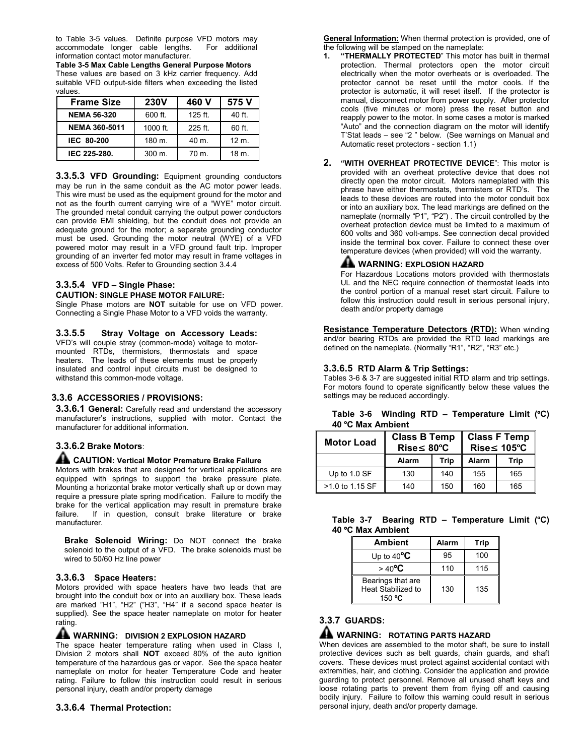to Table 3-5 values. Definite purpose VFD motors may accommodate longer cable lengths. For additional information contact motor manufacturer.

**Table 3-5 Max Cable Lengths General Purpose Motors**

These values are based on 3 kHz carrier frequency. Add suitable VFD output-side filters when exceeding the listed values.

| Frame Size | 230V | 460 V | 575 V |
|---|---|---|---|
| **NEMA 56-320** | 600 ft. | 125 ft. | 40 ft. |
| **NEMA 360-5011** | 1000 ft. | 225 ft. | 60 ft. |
| **IEC 80-200** | 180 m. | 40 m. | 12 m. |
| **IEC 225-280.** | 300 m. | 70 m. | 18 m. |

**3.3.5.3 VFD Grounding:** Equipment grounding conductors may be run in the same conduit as the AC motor power leads. This wire must be used as the equipment ground for the motor and not as the fourth current carrying wire of a "WYE" motor circuit. The grounded metal conduit carrying the output power conductors can provide EMI shielding, but the conduit does not provide an adequate ground for the motor; a separate grounding conductor must be used. Grounding the motor neutral (WYE) of a VFD powered motor may result in a VFD ground fault trip. Improper grounding of an inverter fed motor may result in frame voltages in excess of 500 Volts. Refer to Grounding section 3.4.4

#### 3.3.5.4 VFD – Single Phase:

**CAUTION: SINGLE PHASE MOTOR FAILURE:**

Single Phase motors are **NOT** suitable for use on VFD power. Connecting a Single Phase Motor to a VFD voids the warranty.

**3.3.5.5 Stray Voltage on Accessory Leads:** VFD's will couple stray (common-mode) voltage to motor-mounted RTDs, thermistors, thermostats and space heaters. The leads of these elements must be properly insulated and control input circuits must be designed to withstand this common-mode voltage.

### 3.3.6 ACCESSORIES / PROVISIONS:

**3.3.6.1 General:** Carefully read and understand the accessory manufacturer's instructions, supplied with motor. Contact the manufacturer for additional information.

#### 3.3.6.2 Brake Motors:

**CAUTION: Vertical Motor Premature Brake Failure**

Motors with brakes that are designed for vertical applications are equipped with springs to support the brake pressure plate. Mounting a horizontal brake motor vertically shaft up or down may require a pressure plate spring modification. Failure to modify the brake for the vertical application may result in premature brake failure. If in question, consult brake literature or brake manufacturer.

**Brake Solenoid Wiring:** Do NOT connect the brake solenoid to the output of a VFD. The brake solenoids must be wired to 50/60 Hz line power

#### 3.3.6.3 Space Heaters:

Motors provided with space heaters have two leads that are brought into the conduit box or into an auxiliary box. These leads are marked "H1", "H2" ("H3", "H4" if a second space heater is supplied). See the space heater nameplate on motor for heater rating.

**WARNING: DIVISION 2 EXPLOSION HAZARD**

The space heater temperature rating when used in Class I, Division 2 motors shall **NOT** exceed 80% of the auto ignition temperature of the hazardous gas or vapor. See the space heater nameplate on motor for heater Temperature Code and heater rating. Failure to follow this instruction could result in serious personal injury, death and/or property damage

#### 3.3.6.4 Thermal Protection:

**General Information:** When thermal protection is provided, one of the following will be stamped on the nameplate:

1. **"THERMALLY PROTECTED"** This motor has built in thermal protection. Thermal protectors open the motor circuit electrically when the motor overheats or is overloaded. The protector cannot be reset until the motor cools. If the protector is automatic, it will reset itself. If the protector is manual, disconnect motor from power supply. After protector cools (five minutes or more) press the reset button and reapply power to the motor. In some cases a motor is marked "Auto" and the connection diagram on the motor will identify T'Stat leads – see "2 " below. (See warnings on Manual and Automatic reset protectors - section 1.1)

2. **"WITH OVERHEAT PROTECTIVE DEVICE"**: This motor is provided with an overheat protective device that does not directly open the motor circuit. Motors nameplated with this phrase have either thermostats, thermisters or RTD's. The leads to these devices are routed into the motor conduit box or into an auxiliary box. The lead markings are defined on the nameplate (normally "P1", "P2") . The circuit controlled by the overheat protection device must be limited to a maximum of 600 volts and 360 volt-amps. See connection decal provided inside the terminal box cover. Failure to connect these over temperature devices (when provided) will void the warranty.

**WARNING: EXPLOSION HAZARD**

For Hazardous Locations motors provided with thermostats UL and the NEC require connection of thermostat leads into the control portion of a manual reset start circuit. Failure to follow this instruction could result in serious personal injury, death and/or property damage

**Resistance Temperature Detectors (RTD):** When winding and/or bearing RTDs are provided the RTD lead markings are defined on the nameplate. (Normally "R1", "R2", "R3" etc.)

#### 3.3.6.5 RTD Alarm & Trip Settings:

Tables 3-6 & 3-7 are suggested initial RTD alarm and trip settings. For motors found to operate significantly below these values the settings may be reduced accordingly.

**Table 3-6 Winding RTD – Temperature Limit (ºC) 40 ºC Max Ambient**

| Motor Load | Class B Temp Rise≤ 80ºC | | Class F Temp Rise≤ 105ºC | |
|---|---|---|---|---|
| | Alarm | Trip | Alarm | Trip |
| Up to 1.0 SF | 130 | 140 | 155 | 165 |
| >1.0 to 1.15 SF | 140 | 150 | 160 | 165 |

**Table 3-7 Bearing RTD – Temperature Limit (ºC) 40 ºC Max Ambient**

| Ambient | Alarm | Trip |
|---|---|---|
| Up to 40ºC | 95 | 100 |
| > 40ºC | 110 | 115 |
| Bearings that are Heat Stabilized to 150 ºC | 130 | 135 |

### 3.3.7 GUARDS:

**WARNING: ROTATING PARTS HAZARD**

When devices are assembled to the motor shaft, be sure to install protective devices such as belt guards, chain guards, and shaft covers. These devices must protect against accidental contact with extremities, hair, and clothing. Consider the application and provide guarding to protect personnel. Remove all unused shaft keys and loose rotating parts to prevent them from flying off and causing bodily injury. Failure to follow this warning could result in serious personal injury, death and/or property damage.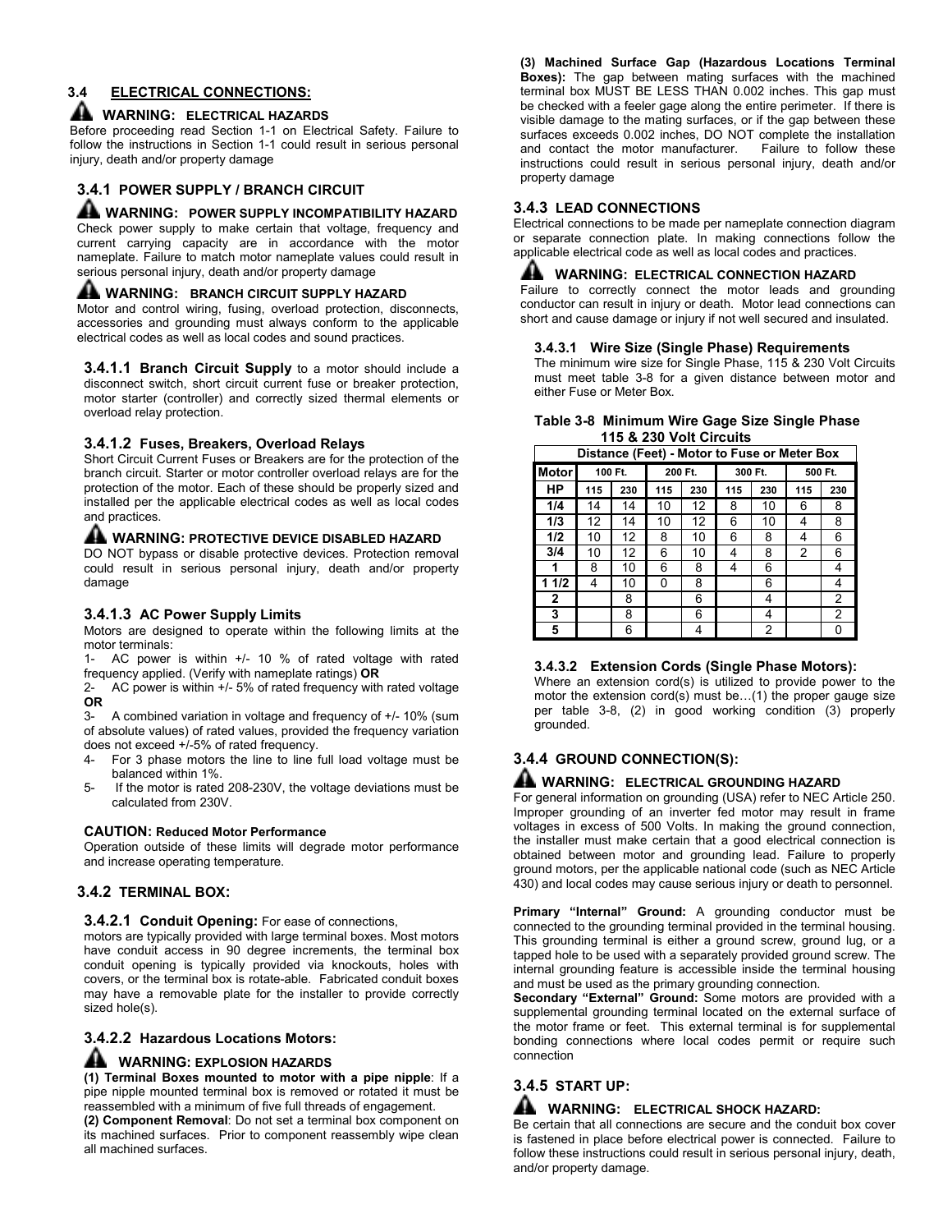## 3.4 ELECTRICAL CONNECTIONS:

**WARNING: ELECTRICAL HAZARDS**
Before proceeding read Section 1-1 on Electrical Safety. Failure to follow the instructions in Section 1-1 could result in serious personal injury, death and/or property damage

### 3.4.1 POWER SUPPLY / BRANCH CIRCUIT

**WARNING: POWER SUPPLY INCOMPATIBILITY HAZARD**
Check power supply to make certain that voltage, frequency and current carrying capacity are in accordance with the motor nameplate. Failure to match motor nameplate values could result in serious personal injury, death and/or property damage

**WARNING: BRANCH CIRCUIT SUPPLY HAZARD**
Motor and control wiring, fusing, overload protection, disconnects, accessories and grounding must always conform to the applicable electrical codes as well as local codes and sound practices.

**3.4.1.1 Branch Circuit Supply** to a motor should include a disconnect switch, short circuit current fuse or breaker protection, motor starter (controller) and correctly sized thermal elements or overload relay protection.

**3.4.1.2 Fuses, Breakers, Overload Relays**
Short Circuit Current Fuses or Breakers are for the protection of the branch circuit. Starter or motor controller overload relays are for the protection of the motor. Each of these should be properly sized and installed per the applicable electrical codes as well as local codes and practices.

**WARNING: PROTECTIVE DEVICE DISABLED HAZARD**
DO NOT bypass or disable protective devices. Protection removal could result in serious personal injury, death and/or property damage

**3.4.1.3 AC Power Supply Limits**
Motors are designed to operate within the following limits at the motor terminals:

1- AC power is within +/- 10 % of rated voltage with rated frequency applied. (Verify with nameplate ratings) **OR**
2- AC power is within +/- 5% of rated frequency with rated voltage **OR**
3- A combined variation in voltage and frequency of +/- 10% (sum of absolute values) of rated values, provided the frequency variation does not exceed +/-5% of rated frequency.
4- For 3 phase motors the line to line full load voltage must be balanced within 1%.
5- If the motor is rated 208-230V, the voltage deviations must be calculated from 230V.

**CAUTION: Reduced Motor Performance**
Operation outside of these limits will degrade motor performance and increase operating temperature.

### 3.4.2 TERMINAL BOX:

**3.4.2.1 Conduit Opening:** For ease of connections, motors are typically provided with large terminal boxes. Most motors have conduit access in 90 degree increments, the terminal box conduit opening is typically provided via knockouts, holes with covers, or the terminal box is rotate-able. Fabricated conduit boxes may have a removable plate for the installer to provide correctly sized hole(s).

**3.4.2.2 Hazardous Locations Motors:**

**WARNING: EXPLOSION HAZARDS**
**(1) Terminal Boxes mounted to motor with a pipe nipple**: If a pipe nipple mounted terminal box is removed or rotated it must be reassembled with a minimum of five full threads of engagement.
**(2) Component Removal**: Do not set a terminal box component on its machined surfaces. Prior to component reassembly wipe clean all machined surfaces.
**(3) Machined Surface Gap (Hazardous Locations Terminal Boxes):** The gap between mating surfaces with the machined terminal box MUST BE LESS THAN 0.002 inches. This gap must be checked with a feeler gage along the entire perimeter. If there is visible damage to the mating surfaces, or if the gap between these surfaces exceeds 0.002 inches, DO NOT complete the installation and contact the motor manufacturer. Failure to follow these instructions could result in serious personal injury, death and/or property damage

### 3.4.3 LEAD CONNECTIONS

Electrical connections to be made per nameplate connection diagram or separate connection plate. In making connections follow the applicable electrical code as well as local codes and practices.

**WARNING: ELECTRICAL CONNECTION HAZARD**
Failure to correctly connect the motor leads and grounding conductor can result in injury or death. Motor lead connections can short and cause damage or injury if not well secured and insulated.

**3.4.3.1 Wire Size (Single Phase) Requirements**
The minimum wire size for Single Phase, 115 & 230 Volt Circuits must meet table 3-8 for a given distance between motor and either Fuse or Meter Box.

**Table 3-8 Minimum Wire Gage Size Single Phase 115 & 230 Volt Circuits**

| | Distance (Feet) - Motor to Fuse or Meter Box | | | | | | | |
|---|---|---|---|---|---|---|---|---|
| Motor | 100 Ft. | | 200 Ft. | | 300 Ft. | | 500 Ft. | |
| HP | 115 | 230 | 115 | 230 | 115 | 230 | 115 | 230 |
| 1/4 | 14 | 14 | 10 | 12 | 8 | 10 | 6 | 8 |
| 1/3 | 12 | 14 | 10 | 12 | 6 | 10 | 4 | 8 |
| 1/2 | 10 | 12 | 8 | 10 | 6 | 8 | 4 | 6 |
| 3/4 | 10 | 12 | 6 | 10 | 4 | 8 | 2 | 6 |
| 1 | 8 | 10 | 6 | 8 | 4 | 6 | | 4 |
| 1 1/2 | 4 | 10 | 0 | 8 | | 6 | | 4 |
| 2 | | 8 | | 6 | | 4 | | 2 |
| 3 | | 8 | | 6 | | 4 | | 2 |
| 5 | | 6 | | 4 | | 2 | | 0 |

**3.4.3.2 Extension Cords (Single Phase Motors):**
Where an extension cord(s) is utilized to provide power to the motor the extension cord(s) must be…(1) the proper gauge size per table 3-8, (2) in good working condition (3) properly grounded.

### 3.4.4 GROUND CONNECTION(S):

**WARNING: ELECTRICAL GROUNDING HAZARD**
For general information on grounding (USA) refer to NEC Article 250. Improper grounding of an inverter fed motor may result in frame voltages in excess of 500 Volts. In making the ground connection, the installer must make certain that a good electrical connection is obtained between motor and grounding lead. Failure to properly ground motors, per the applicable national code (such as NEC Article 430) and local codes may cause serious injury or death to personnel.

**Primary "Internal" Ground:** A grounding conductor must be connected to the grounding terminal provided in the terminal housing. This grounding terminal is either a ground screw, ground lug, or a tapped hole to be used with a separately provided ground screw. The internal grounding feature is accessible inside the terminal housing and must be used as the primary grounding connection.
**Secondary "External" Ground:** Some motors are provided with a supplemental grounding terminal located on the external surface of the motor frame or feet. This external terminal is for supplemental bonding connections where local codes permit or require such connection

### 3.4.5 START UP:

**WARNING: ELECTRICAL SHOCK HAZARD:**
Be certain that all connections are secure and the conduit box cover is fastened in place before electrical power is connected. Failure to follow these instructions could result in serious personal injury, death, and/or property damage.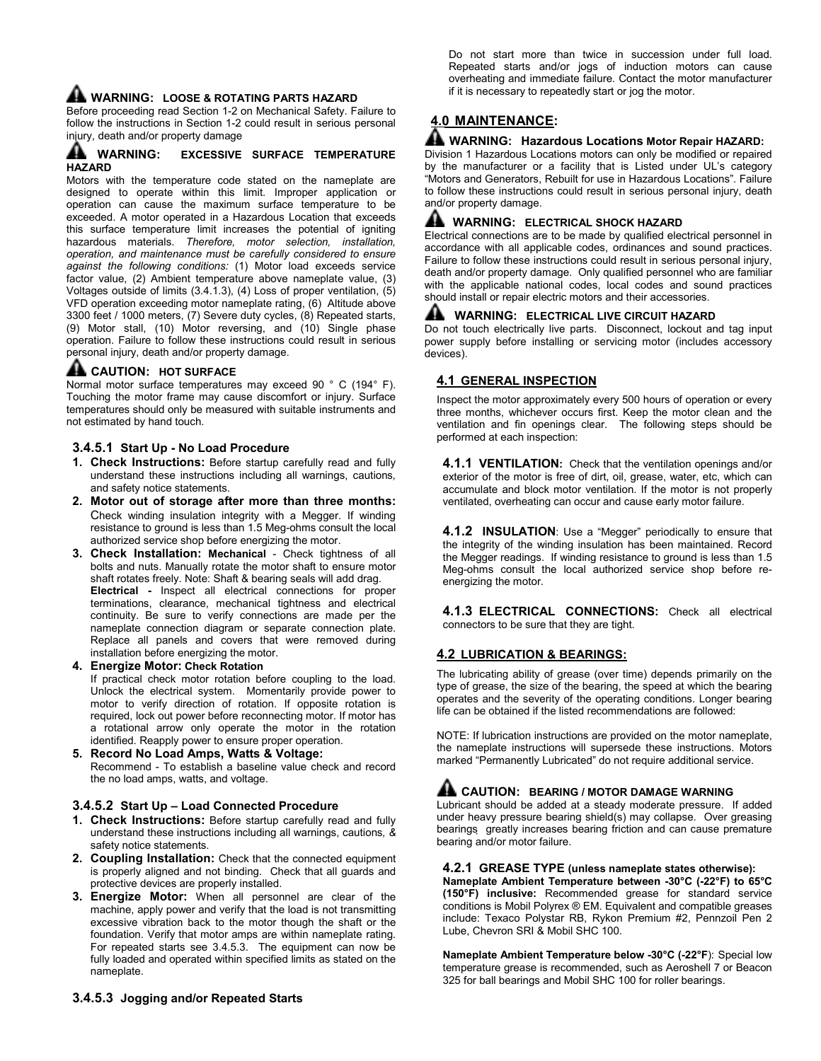**WARNING: LOOSE & ROTATING PARTS HAZARD**
Before proceeding read Section 1-2 on Mechanical Safety. Failure to follow the instructions in Section 1-2 could result in serious personal injury, death and/or property damage

**WARNING: EXCESSIVE SURFACE TEMPERATURE HAZARD**
Motors with the temperature code stated on the nameplate are designed to operate within this limit. Improper application or operation can cause the maximum surface temperature to be exceeded. A motor operated in a Hazardous Location that exceeds this surface temperature limit increases the potential of igniting hazardous materials. *Therefore, motor selection, installation, operation, and maintenance must be carefully considered to ensure against the following conditions:* (1) Motor load exceeds service factor value, (2) Ambient temperature above nameplate value, (3) Voltages outside of limits (3.4.1.3), (4) Loss of proper ventilation, (5) VFD operation exceeding motor nameplate rating, (6) Altitude above 3300 feet / 1000 meters, (7) Severe duty cycles, (8) Repeated starts, (9) Motor stall, (10) Motor reversing, and (10) Single phase operation. Failure to follow these instructions could result in serious personal injury, death and/or property damage.

**CAUTION: HOT SURFACE**
Normal motor surface temperatures may exceed 90 ° C (194° F). Touching the motor frame may cause discomfort or injury. Surface temperatures should only be measured with suitable instruments and not estimated by hand touch.

### 3.4.5.1 Start Up - No Load Procedure

1. **Check Instructions:** Before startup carefully read and fully understand these instructions including all warnings, cautions, and safety notice statements.
2. **Motor out of storage after more than three months:** Check winding insulation integrity with a Megger. If winding resistance to ground is less than 1.5 Meg-ohms consult the local authorized service shop before energizing the motor.
3. **Check Installation: Mechanical** - Check tightness of all bolts and nuts. Manually rotate the motor shaft to ensure motor shaft rotates freely. Note: Shaft & bearing seals will add drag.
   **Electrical -** Inspect all electrical connections for proper terminations, clearance, mechanical tightness and electrical continuity. Be sure to verify connections are made per the nameplate connection diagram or separate connection plate. Replace all panels and covers that were removed during installation before energizing the motor.
4. **Energize Motor: Check Rotation**
   If practical check motor rotation before coupling to the load. Unlock the electrical system. Momentarily provide power to motor to verify direction of rotation. If opposite rotation is required, lock out power before reconnecting motor. If motor has a rotational arrow only operate the motor in the rotation identified. Reapply power to ensure proper operation.
5. **Record No Load Amps, Watts & Voltage:**
   Recommend - To establish a baseline value check and record the no load amps, watts, and voltage.

### 3.4.5.2 Start Up – Load Connected Procedure

1. **Check Instructions:** Before startup carefully read and fully understand these instructions including all warnings, cautions, & safety notice statements.
2. **Coupling Installation:** Check that the connected equipment is properly aligned and not binding. Check that all guards and protective devices are properly installed.
3. **Energize Motor:** When all personnel are clear of the machine, apply power and verify that the load is not transmitting excessive vibration back to the motor though the shaft or the foundation. Verify that motor amps are within nameplate rating. For repeated starts see 3.4.5.3. The equipment can now be fully loaded and operated within specified limits as stated on the nameplate.

### 3.4.5.3 Jogging and/or Repeated Starts

Do not start more than twice in succession under full load. Repeated starts and/or jogs of induction motors can cause overheating and immediate failure. Contact the motor manufacturer if it is necessary to repeatedly start or jog the motor.

## 4.0 MAINTENANCE:

**WARNING: Hazardous Locations Motor Repair HAZARD:**
Division 1 Hazardous Locations motors can only be modified or repaired by the manufacturer or a facility that is Listed under UL's category "Motors and Generators, Rebuilt for use in Hazardous Locations". Failure to follow these instructions could result in serious personal injury, death and/or property damage.

**WARNING: ELECTRICAL SHOCK HAZARD**
Electrical connections are to be made by qualified electrical personnel in accordance with all applicable codes, ordinances and sound practices. Failure to follow these instructions could result in serious personal injury, death and/or property damage. Only qualified personnel who are familiar with the applicable national codes, local codes and sound practices should install or repair electric motors and their accessories.

**WARNING: ELECTRICAL LIVE CIRCUIT HAZARD**
Do not touch electrically live parts. Disconnect, lockout and tag input power supply before installing or servicing motor (includes accessory devices).

### 4.1 GENERAL INSPECTION

Inspect the motor approximately every 500 hours of operation or every three months, whichever occurs first. Keep the motor clean and the ventilation and fin openings clear. The following steps should be performed at each inspection:

**4.1.1 VENTILATION:** Check that the ventilation openings and/or exterior of the motor is free of dirt, oil, grease, water, etc, which can accumulate and block motor ventilation. If the motor is not properly ventilated, overheating can occur and cause early motor failure.

**4.1.2 INSULATION**: Use a "Megger" periodically to ensure that the integrity of the winding insulation has been maintained. Record the Megger readings. If winding resistance to ground is less than 1.5 Meg-ohms consult the local authorized service shop before re-energizing the motor.

**4.1.3 ELECTRICAL CONNECTIONS:** Check all electrical connectors to be sure that they are tight.

### 4.2 LUBRICATION & BEARINGS:

The lubricating ability of grease (over time) depends primarily on the type of grease, the size of the bearing, the speed at which the bearing operates and the severity of the operating conditions. Longer bearing life can be obtained if the listed recommendations are followed:

NOTE: If lubrication instructions are provided on the motor nameplate, the nameplate instructions will supersede these instructions. Motors marked "Permanently Lubricated" do not require additional service.

**CAUTION: BEARING / MOTOR DAMAGE WARNING**
Lubricant should be added at a steady moderate pressure. If added under heavy pressure bearing shield(s) may collapse. Over greasing bearings greatly increases bearing friction and can cause premature bearing and/or motor failure.

**4.2.1 GREASE TYPE (unless nameplate states otherwise):**
**Nameplate Ambient Temperature between -30°C (-22°F) to 65°C (150°F) inclusive:** Recommended grease for standard service conditions is Mobil Polyrex ® EM. Equivalent and compatible greases include: Texaco Polystar RB, Rykon Premium #2, Pennzoil Pen 2 Lube, Chevron SRI & Mobil SHC 100.

**Nameplate Ambient Temperature below -30°C (-22°F**): Special low temperature grease is recommended, such as Aeroshell 7 or Beacon 325 for ball bearings and Mobil SHC 100 for roller bearings.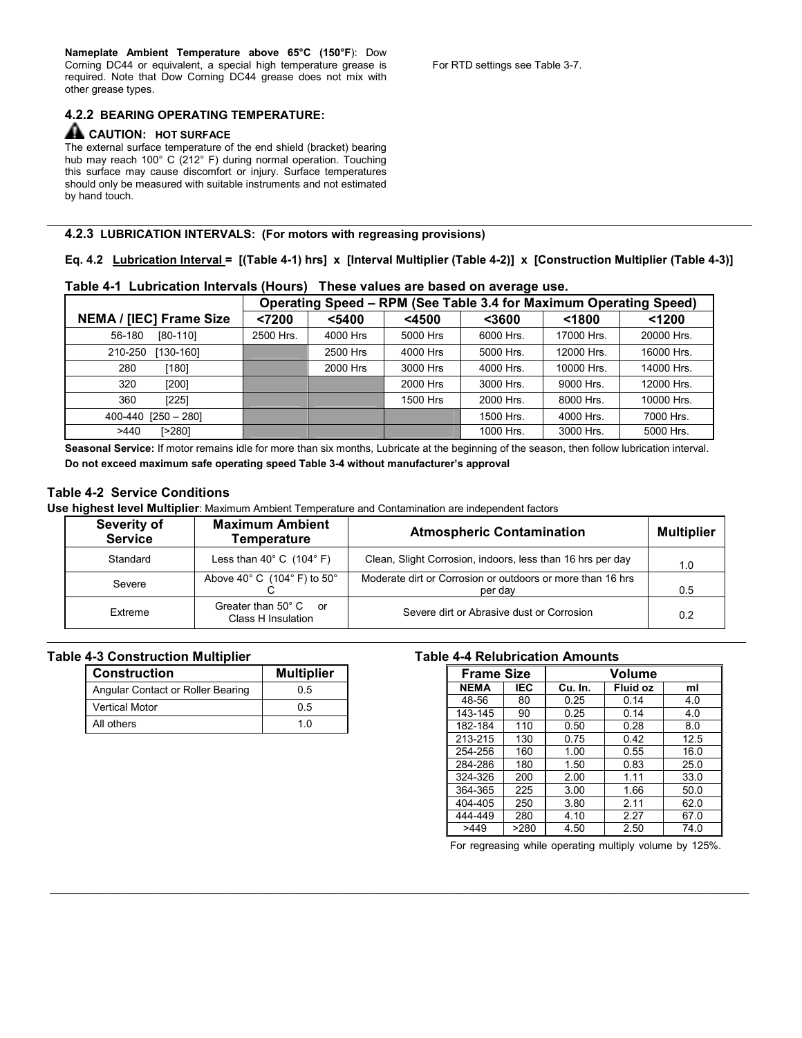**Nameplate Ambient Temperature above 65°C (150°F)**: Dow Corning DC44 or equivalent, a special high temperature grease is required. Note that Dow Corning DC44 grease does not mix with other grease types.

### 4.2.2 BEARING OPERATING TEMPERATURE:

**CAUTION: HOT SURFACE**

The external surface temperature of the end shield (bracket) bearing hub may reach 100° C (212° F) during normal operation. Touching this surface may cause discomfort or injury. Surface temperatures should only be measured with suitable instruments and not estimated by hand touch.

For RTD settings see Table 3-7.

### 4.2.3 LUBRICATION INTERVALS: (For motors with regreasing provisions)

**Eq. 4.2 Lubrication Interval = [(Table 4-1) hrs] x [Interval Multiplier (Table 4-2)] x [Construction Multiplier (Table 4-3)]**

**Table 4-1 Lubrication Intervals (Hours) These values are based on average use.**

| NEMA / [IEC] Frame Size | Operating Speed – RPM (See Table 3.4 for Maximum Operating Speed) | | | | | |
|---|---|---|---|---|---|---|
| | <7200 | <5400 | <4500 | <3600 | <1800 | <1200 |
| 56-180 [80-110] | 2500 Hrs. | 4000 Hrs | 5000 Hrs | 6000 Hrs. | 17000 Hrs. | 20000 Hrs. |
| 210-250 [130-160] | | 2500 Hrs | 4000 Hrs | 5000 Hrs. | 12000 Hrs. | 16000 Hrs. |
| 280 [180] | | 2000 Hrs | 3000 Hrs | 4000 Hrs. | 10000 Hrs. | 14000 Hrs. |
| 320 [200] | | | 2000 Hrs | 3000 Hrs. | 9000 Hrs. | 12000 Hrs. |
| 360 [225] | | | 1500 Hrs | 2000 Hrs. | 8000 Hrs. | 10000 Hrs. |
| 400-440 [250 – 280] | | | | 1500 Hrs. | 4000 Hrs. | 7000 Hrs. |
| >440 [>280] | | | | 1000 Hrs. | 3000 Hrs. | 5000 Hrs. |

**Seasonal Service:** If motor remains idle for more than six months, Lubricate at the beginning of the season, then follow lubrication interval.

**Do not exceed maximum safe operating speed Table 3-4 without manufacturer's approval**

### Table 4-2 Service Conditions

**Use highest level Multiplier**: Maximum Ambient Temperature and Contamination are independent factors

| Severity of Service | Maximum Ambient Temperature | Atmospheric Contamination | Multiplier |
|---|---|---|---|
| Standard | Less than 40° C (104° F) | Clean, Slight Corrosion, indoors, less than 16 hrs per day | 1.0 |
| Severe | Above 40° C (104° F) to 50° C | Moderate dirt or Corrosion or outdoors or more than 16 hrs per day | 0.5 |
| Extreme | Greater than 50° C or Class H Insulation | Severe dirt or Abrasive dust or Corrosion | 0.2 |

### Table 4-3 Construction Multiplier

| Construction | Multiplier |
|---|---|
| Angular Contact or Roller Bearing | 0.5 |
| Vertical Motor | 0.5 |
| All others | 1.0 |

### Table 4-4 Relubrication Amounts

| Frame Size | | Volume | | |
|---|---|---|---|---|
| NEMA | IEC | Cu. In. | Fluid oz | ml |
| 48-56 | 80 | 0.25 | 0.14 | 4.0 |
| 143-145 | 90 | 0.25 | 0.14 | 4.0 |
| 182-184 | 110 | 0.50 | 0.28 | 8.0 |
| 213-215 | 130 | 0.75 | 0.42 | 12.5 |
| 254-256 | 160 | 1.00 | 0.55 | 16.0 |
| 284-286 | 180 | 1.50 | 0.83 | 25.0 |
| 324-326 | 200 | 2.00 | 1.11 | 33.0 |
| 364-365 | 225 | 3.00 | 1.66 | 50.0 |
| 404-405 | 250 | 3.80 | 2.11 | 62.0 |
| 444-449 | 280 | 4.10 | 2.27 | 67.0 |
| >449 | >280 | 4.50 | 2.50 | 74.0 |

For regreasing while operating multiply volume by 125%.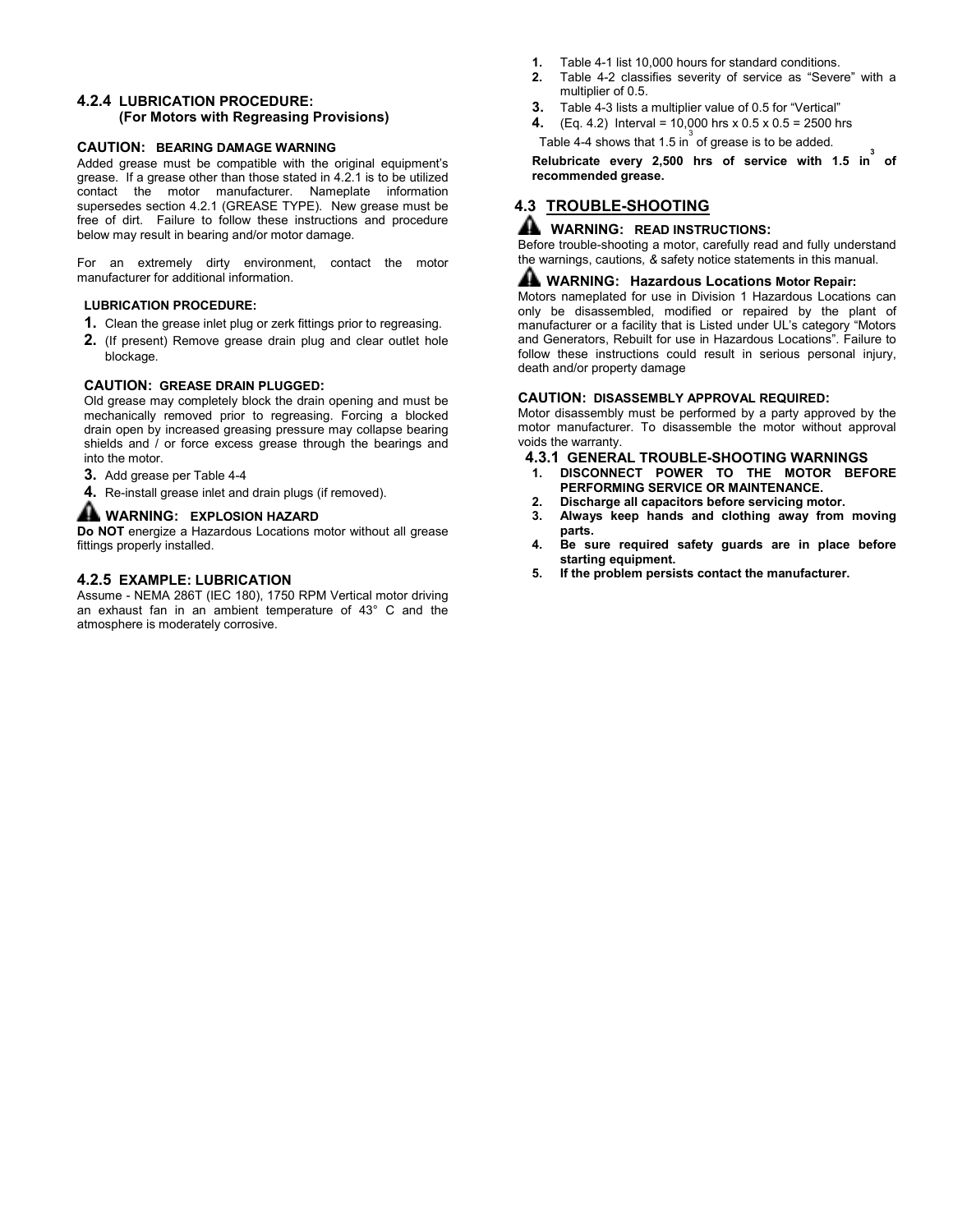### 4.2.4 LUBRICATION PROCEDURE: (For Motors with Regreasing Provisions)

**CAUTION: BEARING DAMAGE WARNING**

Added grease must be compatible with the original equipment's grease. If a grease other than those stated in 4.2.1 is to be utilized contact the motor manufacturer. Nameplate information supersedes section 4.2.1 (GREASE TYPE). New grease must be free of dirt. Failure to follow these instructions and procedure below may result in bearing and/or motor damage.

For an extremely dirty environment, contact the motor manufacturer for additional information.

**LUBRICATION PROCEDURE:**

1. Clean the grease inlet plug or zerk fittings prior to regreasing.
2. (If present) Remove grease drain plug and clear outlet hole blockage.

**CAUTION: GREASE DRAIN PLUGGED:**

Old grease may completely block the drain opening and must be mechanically removed prior to regreasing. Forcing a blocked drain open by increased greasing pressure may collapse bearing shields and / or force excess grease through the bearings and into the motor.

3. Add grease per Table 4-4
4. Re-install grease inlet and drain plugs (if removed).

**WARNING: EXPLOSION HAZARD**

**Do NOT** energize a Hazardous Locations motor without all grease fittings properly installed.

### 4.2.5 EXAMPLE: LUBRICATION

Assume - NEMA 286T (IEC 180), 1750 RPM Vertical motor driving an exhaust fan in an ambient temperature of 43° C and the atmosphere is moderately corrosive.

1. Table 4-1 list 10,000 hours for standard conditions.
2. Table 4-2 classifies severity of service as "Severe" with a multiplier of 0.5.
3. Table 4-3 lists a multiplier value of 0.5 for "Vertical"
4. (Eq. 4.2) Interval = 10,000 hrs x 0.5 x 0.5 = 2500 hrs

Table 4-4 shows that 1.5 $in^3$ of grease is to be added.

**Relubricate every 2,500 hrs of service with 1.5 $in^3$ of recommended grease.**

## 4.3 TROUBLE-SHOOTING

**WARNING: READ INSTRUCTIONS:**

Before trouble-shooting a motor, carefully read and fully understand the warnings, cautions, & safety notice statements in this manual.

**WARNING: Hazardous Locations Motor Repair:**

Motors nameplated for use in Division 1 Hazardous Locations can only be disassembled, modified or repaired by the plant of manufacturer or a facility that is Listed under UL's category "Motors and Generators, Rebuilt for use in Hazardous Locations". Failure to follow these instructions could result in serious personal injury, death and/or property damage

**CAUTION: DISASSEMBLY APPROVAL REQUIRED:**

Motor disassembly must be performed by a party approved by the motor manufacturer. To disassemble the motor without approval voids the warranty.

### 4.3.1 GENERAL TROUBLE-SHOOTING WARNINGS

1. **DISCONNECT POWER TO THE MOTOR BEFORE PERFORMING SERVICE OR MAINTENANCE.**
2. **Discharge all capacitors before servicing motor.**
3. **Always keep hands and clothing away from moving parts.**
4. **Be sure required safety guards are in place before starting equipment.**
5. **If the problem persists contact the manufacturer.**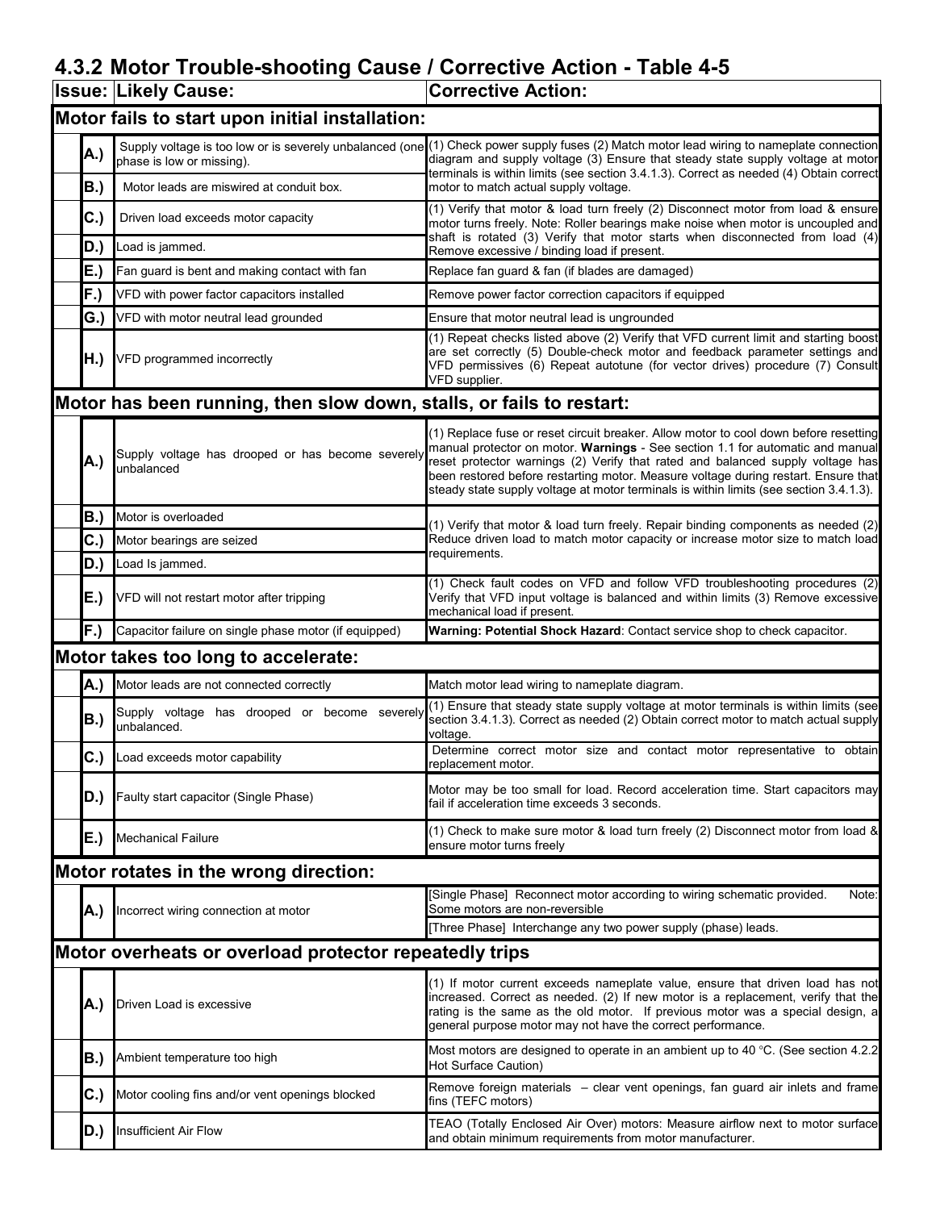## 4.3.2 Motor Trouble-shooting Cause / Corrective Action - Table 4-5

| Issue: | Likely Cause: | Corrective Action: |
|---|---|---|
| **Motor fails to start upon initial installation:** | | |
| **A.)** | Supply voltage is too low or is severely unbalanced (one phase is low or missing). | (1) Check power supply fuses (2) Match motor lead wiring to nameplate connection diagram and supply voltage (3) Ensure that steady state supply voltage at motor terminals is within limits (see section 3.4.1.3). Correct as needed (4) Obtain correct motor to match actual supply voltage. |
| **B.)** | Motor leads are miswired at conduit box. | |
| **C.)** | Driven load exceeds motor capacity | (1) Verify that motor & load turn freely (2) Disconnect motor from load & ensure motor turns freely. Note: Roller bearings make noise when motor is uncoupled and shaft is rotated (3) Verify that motor starts when disconnected from load (4) Remove excessive / binding load if present. |
| **D.)** | Load is jammed. | |
| **E.)** | Fan guard is bent and making contact with fan | Replace fan guard & fan (if blades are damaged) |
| **F.)** | VFD with power factor capacitors installed | Remove power factor correction capacitors if equipped |
| **G.)** | VFD with motor neutral lead grounded | Ensure that motor neutral lead is ungrounded |
| **H.)** | VFD programmed incorrectly | (1) Repeat checks listed above (2) Verify that VFD current limit and starting boost are set correctly (5) Double-check motor and feedback parameter settings and VFD permissives (6) Repeat autotune (for vector drives) procedure (7) Consult VFD supplier. |
| **Motor has been running, then slow down, stalls, or fails to restart:** | | |
| **A.)** | Supply voltage has drooped or has become severely unbalanced | (1) Replace fuse or reset circuit breaker. Allow motor to cool down before resetting manual protector on motor. **Warnings** - See section 1.1 for automatic and manual reset protector warnings (2) Verify that rated and balanced supply voltage has been restored before restarting motor. Measure voltage during restart. Ensure that steady state supply voltage at motor terminals is within limits (see section 3.4.1.3). |
| **B.)** | Motor is overloaded | (1) Verify that motor & load turn freely. Repair binding components as needed (2) Reduce driven load to match motor capacity or increase motor size to match load requirements. |
| **C.)** | Motor bearings are seized | |
| **D.)** | Load Is jammed. | |
| **E.)** | VFD will not restart motor after tripping | (1) Check fault codes on VFD and follow VFD troubleshooting procedures (2) Verify that VFD input voltage is balanced and within limits (3) Remove excessive mechanical load if present. |
| **F.)** | Capacitor failure on single phase motor (if equipped) | **Warning: Potential Shock Hazard**: Contact service shop to check capacitor. |
| **Motor takes too long to accelerate:** | | |
| **A.)** | Motor leads are not connected correctly | Match motor lead wiring to nameplate diagram. |
| **B.)** | Supply voltage has drooped or become severely unbalanced. | (1) Ensure that steady state supply voltage at motor terminals is within limits (see section 3.4.1.3). Correct as needed (2) Obtain correct motor to match actual supply voltage. |
| **C.)** | Load exceeds motor capability | Determine correct motor size and contact motor representative to obtain replacement motor. |
| **D.)** | Faulty start capacitor (Single Phase) | Motor may be too small for load. Record acceleration time. Start capacitors may fail if acceleration time exceeds 3 seconds. |
| **E.)** | Mechanical Failure | (1) Check to make sure motor & load turn freely (2) Disconnect motor from load & ensure motor turns freely |
| **Motor rotates in the wrong direction:** | | |
| **A.)** | Incorrect wiring connection at motor | [Single Phase] Reconnect motor according to wiring schematic provided. Note: Some motors are non-reversible |
| | | [Three Phase] Interchange any two power supply (phase) leads. |
| **Motor overheats or overload protector repeatedly trips** | | |
| **A.)** | Driven Load is excessive | (1) If motor current exceeds nameplate value, ensure that driven load has not increased. Correct as needed. (2) If new motor is a replacement, verify that the rating is the same as the old motor. If previous motor was a special design, a general purpose motor may not have the correct performance. |
| **B.)** | Ambient temperature too high | Most motors are designed to operate in an ambient up to 40 °C. (See section 4.2.2 Hot Surface Caution) |
| **C.)** | Motor cooling fins and/or vent openings blocked | Remove foreign materials – clear vent openings, fan guard air inlets and frame fins (TEFC motors) |
| **D.)** | Insufficient Air Flow | TEAO (Totally Enclosed Air Over) motors: Measure airflow next to motor surface and obtain minimum requirements from motor manufacturer. |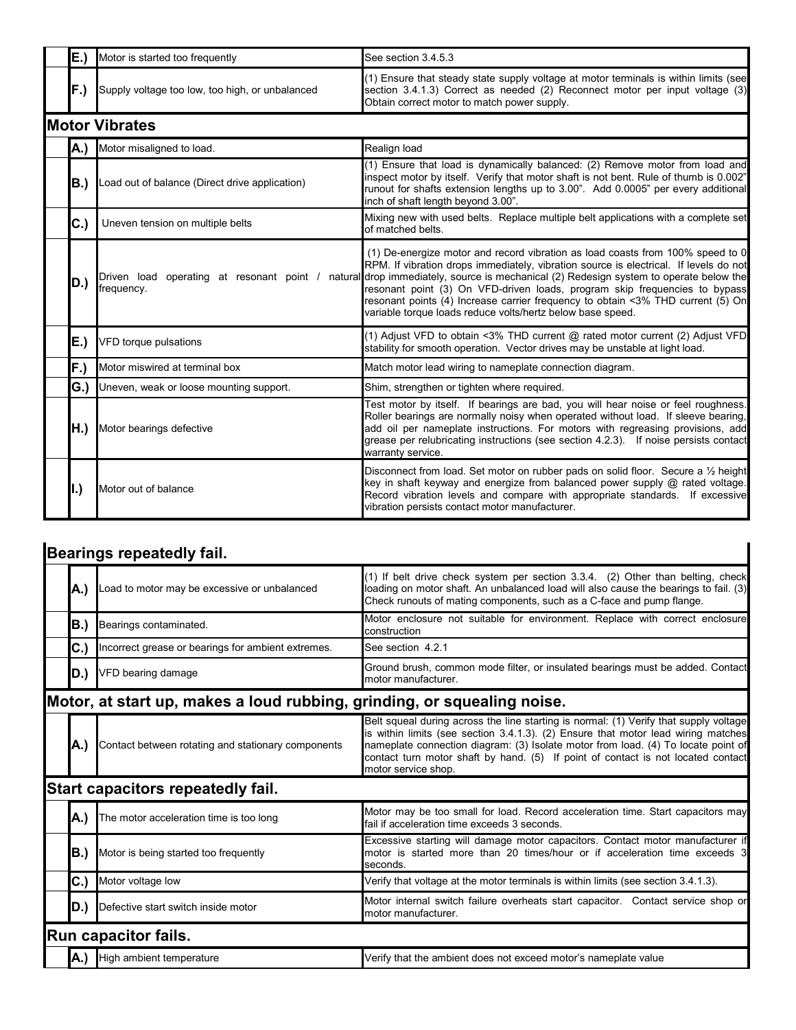| | | |
|---|---|---|
| E.) | Motor is started too frequently | See section 3.4.5.3 |
| F.) | Supply voltage too low, too high, or unbalanced | (1) Ensure that steady state supply voltage at motor terminals is within limits (see section 3.4.1.3) Correct as needed (2) Reconnect motor per input voltage (3) Obtain correct motor to match power supply. |

## Motor Vibrates

| | | |
|---|---|---|
| A.) | Motor misaligned to load. | Realign load |
| B.) | Load out of balance (Direct drive application) | (1) Ensure that load is dynamically balanced: (2) Remove motor from load and inspect motor by itself. Verify that motor shaft is not bent. Rule of thumb is 0.002" runout for shafts extension lengths up to 3.00". Add 0.0005" per every additional inch of shaft length beyond 3.00". |
| C.) | Uneven tension on multiple belts | Mixing new with used belts. Replace multiple belt applications with a complete set of matched belts. |
| D.) | Driven load operating at resonant point / natural frequency. | (1) De-energize motor and record vibration as load coasts from 100% speed to 0 RPM. If vibration drops immediately, vibration source is electrical. If levels do not drop immediately, source is mechanical (2) Redesign system to operate below the resonant point (3) On VFD-driven loads, program skip frequencies to bypass resonant points (4) Increase carrier frequency to obtain <3% THD current (5) On variable torque loads reduce volts/hertz below base speed. |
| E.) | VFD torque pulsations | (1) Adjust VFD to obtain <3% THD current @ rated motor current (2) Adjust VFD stability for smooth operation. Vector drives may be unstable at light load. |
| F.) | Motor miswired at terminal box | Match motor lead wiring to nameplate connection diagram. |
| G.) | Uneven, weak or loose mounting support. | Shim, strengthen or tighten where required. |
| H.) | Motor bearings defective | Test motor by itself. If bearings are bad, you will hear noise or feel roughness. Roller bearings are normally noisy when operated without load. If sleeve bearing, add oil per nameplate instructions. For motors with regreasing provisions, add grease per relubricating instructions (see section 4.2.3). If noise persists contact warranty service. |
| I.) | Motor out of balance | Disconnect from load. Set motor on rubber pads on solid floor. Secure a ½ height key in shaft keyway and energize from balanced power supply @ rated voltage. Record vibration levels and compare with appropriate standards. If excessive vibration persists contact motor manufacturer. |

## Bearings repeatedly fail.

| | | |
|---|---|---|
| A.) | Load to motor may be excessive or unbalanced | (1) If belt drive check system per section 3.3.4. (2) Other than belting, check loading on motor shaft. An unbalanced load will also cause the bearings to fail. (3) Check runouts of mating components, such as a C-face and pump flange. |
| B.) | Bearings contaminated. | Motor enclosure not suitable for environment. Replace with correct enclosure construction |
| C.) | Incorrect grease or bearings for ambient extremes. | See section 4.2.1 |
| D.) | VFD bearing damage | Ground brush, common mode filter, or insulated bearings must be added. Contact motor manufacturer. |

## Motor, at start up, makes a loud rubbing, grinding, or squealing noise.

| | | |
|---|---|---|
| A.) | Contact between rotating and stationary components | Belt squeal during across the line starting is normal: (1) Verify that supply voltage is within limits (see section 3.4.1.3). (2) Ensure that motor lead wiring matches nameplate connection diagram: (3) Isolate motor from load. (4) To locate point of contact turn motor shaft by hand. (5) If point of contact is not located contact motor service shop. |

## Start capacitors repeatedly fail.

| | | |
|---|---|---|
| A.) | The motor acceleration time is too long | Motor may be too small for load. Record acceleration time. Start capacitors may fail if acceleration time exceeds 3 seconds. |
| B.) | Motor is being started too frequently | Excessive starting will damage motor capacitors. Contact motor manufacturer if motor is started more than 20 times/hour or if acceleration time exceeds 3 seconds. |
| C.) | Motor voltage low | Verify that voltage at the motor terminals is within limits (see section 3.4.1.3). |
| D.) | Defective start switch inside motor | Motor internal switch failure overheats start capacitor. Contact service shop or motor manufacturer. |

## Run capacitor fails.

| | | |
|---|---|---|
| A.) | High ambient temperature | Verify that the ambient does not exceed motor's nameplate value |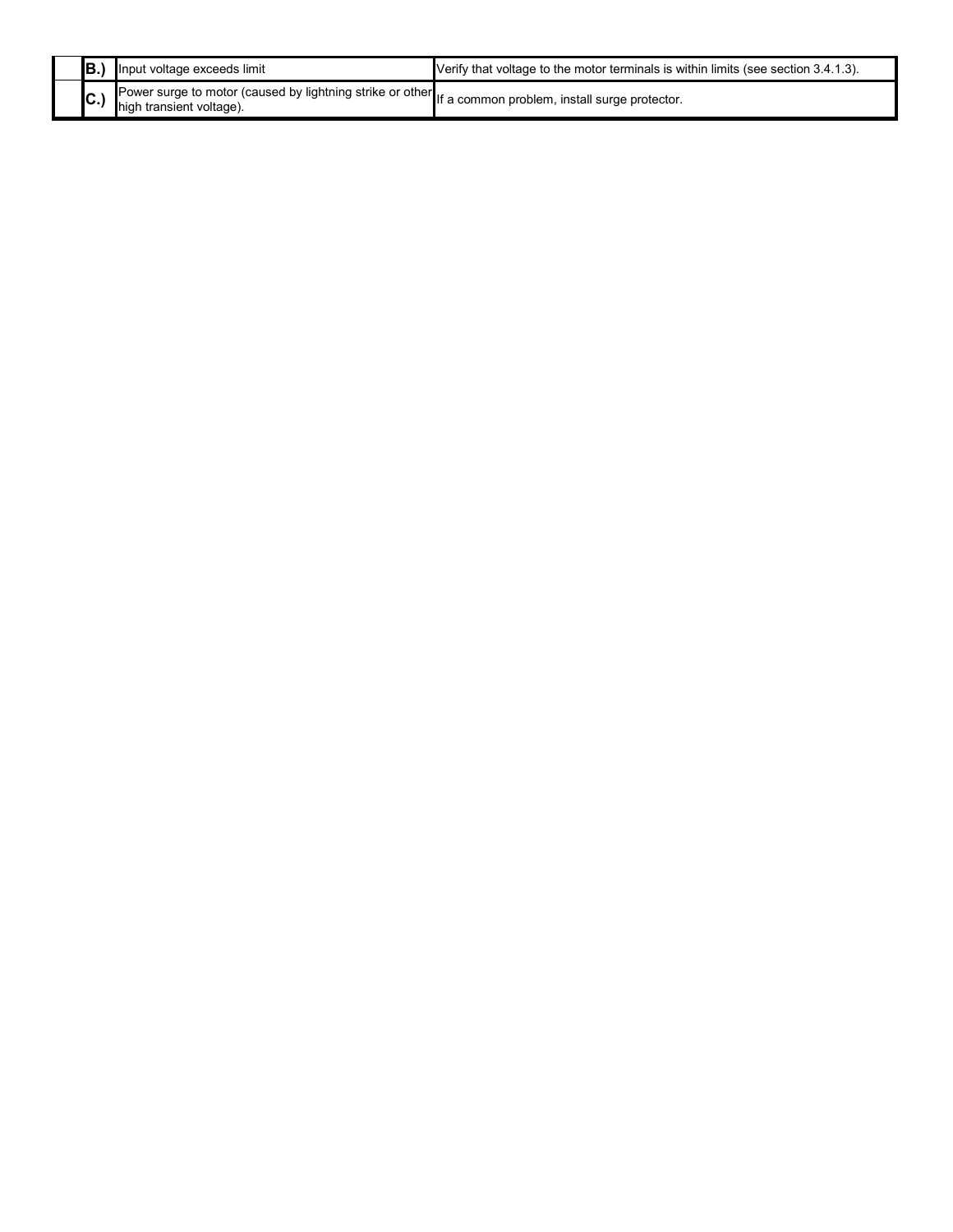| | | | |
|---|---|---|---|
| | **B.)** | Input voltage exceeds limit | Verify that voltage to the motor terminals is within limits (see section 3.4.1.3). |
| | **C.)** | Power surge to motor (caused by lightning strike or other high transient voltage). | If a common problem, install surge protector. |